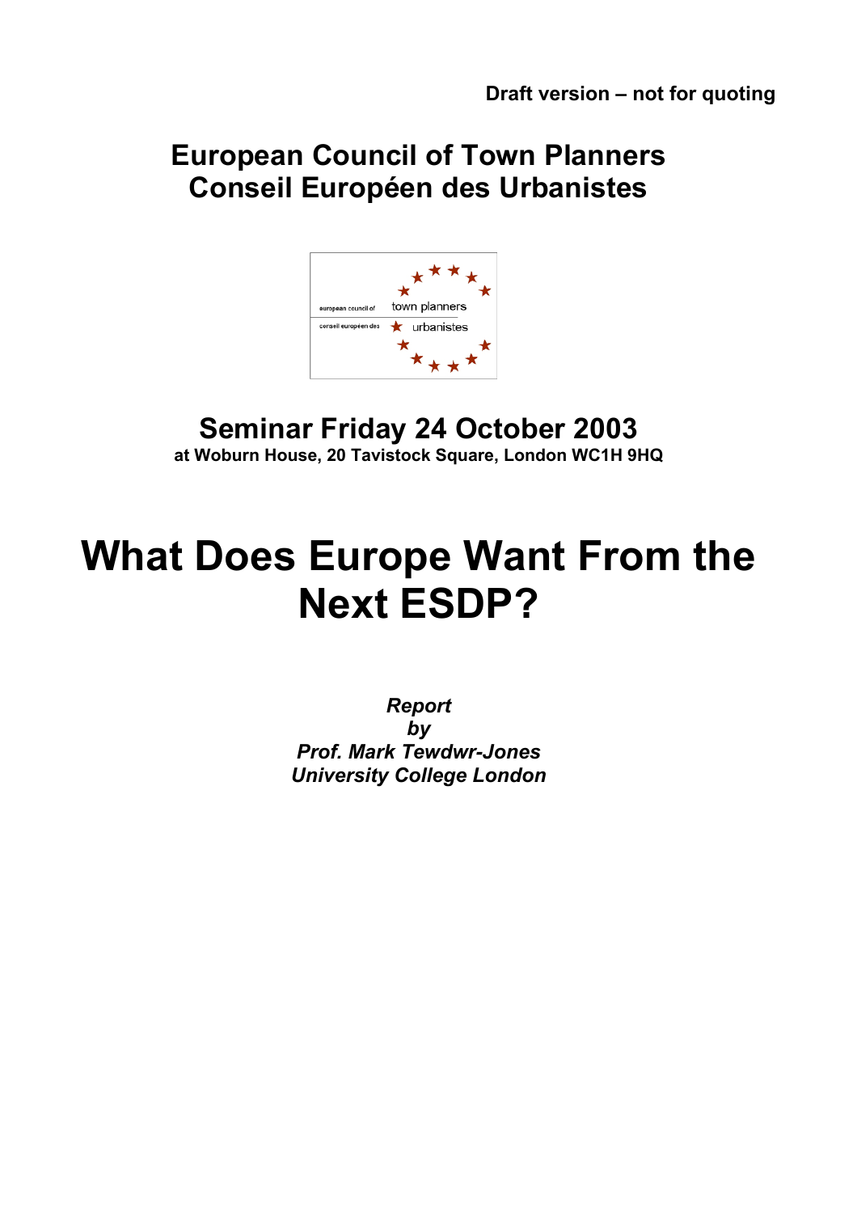**Draft version – not for quoting**

# European Council of Town Planners
# Conseil Européen des Urbanistes

european council of town planners
conseil européen des urbanistes

## Seminar Friday 24 October 2003

**at Woburn House, 20 Tavistock Square, London WC1H 9HQ**

# What Does Europe Want From the Next ESDP?

***Report***
***by***
***Prof. Mark Tewdwr-Jones***
***University College London***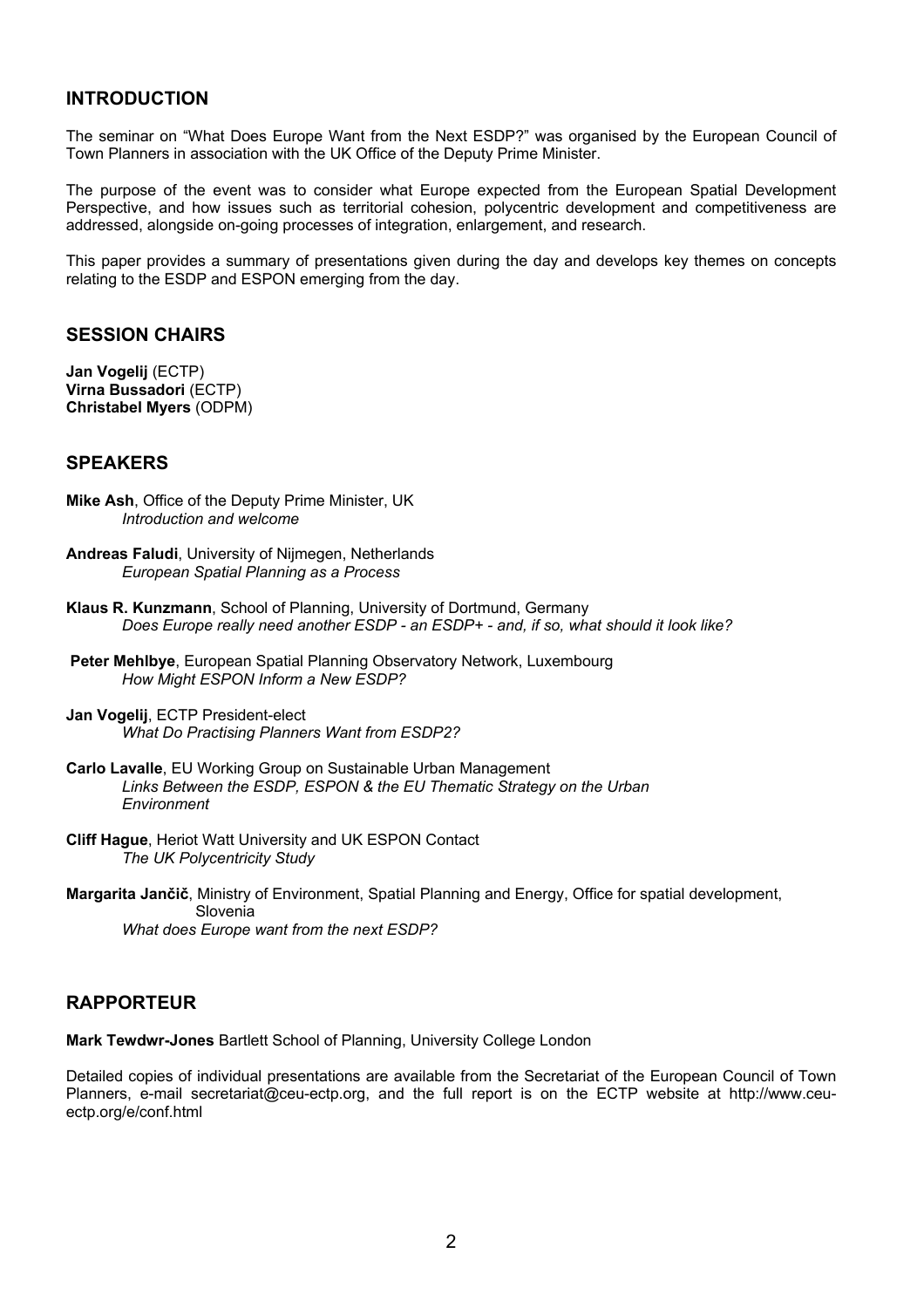## INTRODUCTION

The seminar on "What Does Europe Want from the Next ESDP?" was organised by the European Council of Town Planners in association with the UK Office of the Deputy Prime Minister.

The purpose of the event was to consider what Europe expected from the European Spatial Development Perspective, and how issues such as territorial cohesion, polycentric development and competitiveness are addressed, alongside on-going processes of integration, enlargement, and research.

This paper provides a summary of presentations given during the day and develops key themes on concepts relating to the ESDP and ESPON emerging from the day.

## SESSION CHAIRS

**Jan Vogelij** (ECTP)
**Virna Bussadori** (ECTP)
**Christabel Myers** (ODPM)

## SPEAKERS

**Mike Ash**, Office of the Deputy Prime Minister, UK
*Introduction and welcome*

**Andreas Faludi**, University of Nijmegen, Netherlands
*European Spatial Planning as a Process*

**Klaus R. Kunzmann**, School of Planning, University of Dortmund, Germany
*Does Europe really need another ESDP - an ESDP+ - and, if so, what should it look like?*

**Peter Mehlbye**, European Spatial Planning Observatory Network, Luxembourg
*How Might ESPON Inform a New ESDP?*

**Jan Vogelij**, ECTP President-elect
*What Do Practising Planners Want from ESDP2?*

**Carlo Lavalle**, EU Working Group on Sustainable Urban Management
*Links Between the ESDP, ESPON & the EU Thematic Strategy on the Urban Environment*

**Cliff Hague**, Heriot Watt University and UK ESPON Contact
*The UK Polycentricity Study*

**Margarita Jančič**, Ministry of Environment, Spatial Planning and Energy, Office for spatial development, Slovenia
*What does Europe want from the next ESDP?*

## RAPPORTEUR

**Mark Tewdwr-Jones** Bartlett School of Planning, University College London

Detailed copies of individual presentations are available from the Secretariat of the European Council of Town Planners, e-mail secretariat@ceu-ectp.org, and the full report is on the ECTP website at http://www.ceu-ectp.org/e/conf.html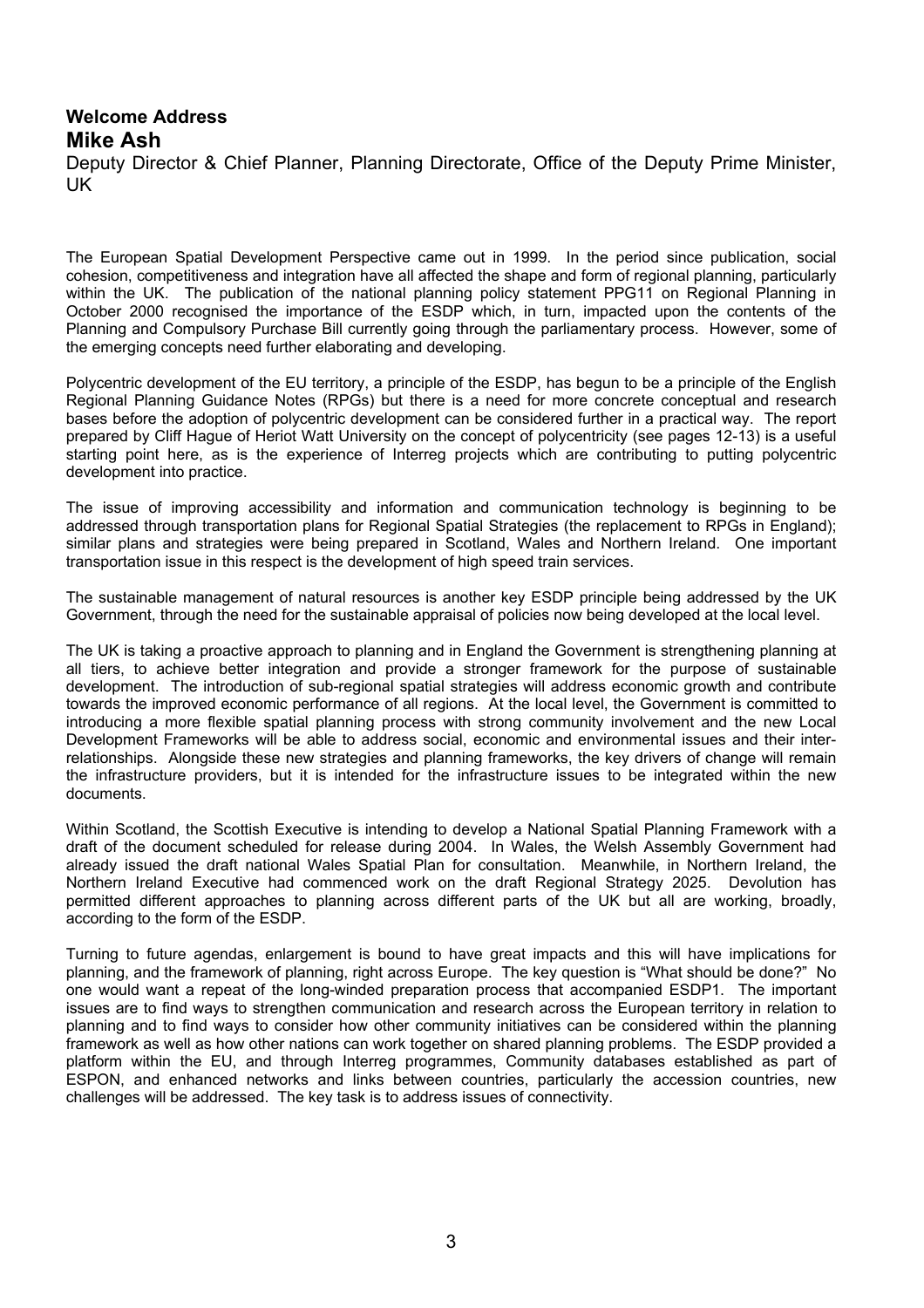## Welcome Address

## Mike Ash

Deputy Director & Chief Planner, Planning Directorate, Office of the Deputy Prime Minister, UK

The European Spatial Development Perspective came out in 1999. In the period since publication, social cohesion, competitiveness and integration have all affected the shape and form of regional planning, particularly within the UK. The publication of the national planning policy statement PPG11 on Regional Planning in October 2000 recognised the importance of the ESDP which, in turn, impacted upon the contents of the Planning and Compulsory Purchase Bill currently going through the parliamentary process. However, some of the emerging concepts need further elaborating and developing.

Polycentric development of the EU territory, a principle of the ESDP, has begun to be a principle of the English Regional Planning Guidance Notes (RPGs) but there is a need for more concrete conceptual and research bases before the adoption of polycentric development can be considered further in a practical way. The report prepared by Cliff Hague of Heriot Watt University on the concept of polycentricity (see pages 12-13) is a useful starting point here, as is the experience of Interreg projects which are contributing to putting polycentric development into practice.

The issue of improving accessibility and information and communication technology is beginning to be addressed through transportation plans for Regional Spatial Strategies (the replacement to RPGs in England); similar plans and strategies were being prepared in Scotland, Wales and Northern Ireland. One important transportation issue in this respect is the development of high speed train services.

The sustainable management of natural resources is another key ESDP principle being addressed by the UK Government, through the need for the sustainable appraisal of policies now being developed at the local level.

The UK is taking a proactive approach to planning and in England the Government is strengthening planning at all tiers, to achieve better integration and provide a stronger framework for the purpose of sustainable development. The introduction of sub-regional spatial strategies will address economic growth and contribute towards the improved economic performance of all regions. At the local level, the Government is committed to introducing a more flexible spatial planning process with strong community involvement and the new Local Development Frameworks will be able to address social, economic and environmental issues and their inter-relationships. Alongside these new strategies and planning frameworks, the key drivers of change will remain the infrastructure providers, but it is intended for the infrastructure issues to be integrated within the new documents.

Within Scotland, the Scottish Executive is intending to develop a National Spatial Planning Framework with a draft of the document scheduled for release during 2004. In Wales, the Welsh Assembly Government had already issued the draft national Wales Spatial Plan for consultation. Meanwhile, in Northern Ireland, the Northern Ireland Executive had commenced work on the draft Regional Strategy 2025. Devolution has permitted different approaches to planning across different parts of the UK but all are working, broadly, according to the form of the ESDP.

Turning to future agendas, enlargement is bound to have great impacts and this will have implications for planning, and the framework of planning, right across Europe. The key question is "What should be done?" No one would want a repeat of the long-winded preparation process that accompanied ESDP1. The important issues are to find ways to strengthen communication and research across the European territory in relation to planning and to find ways to consider how other community initiatives can be considered within the planning framework as well as how other nations can work together on shared planning problems. The ESDP provided a platform within the EU, and through Interreg programmes, Community databases established as part of ESPON, and enhanced networks and links between countries, particularly the accession countries, new challenges will be addressed. The key task is to address issues of connectivity.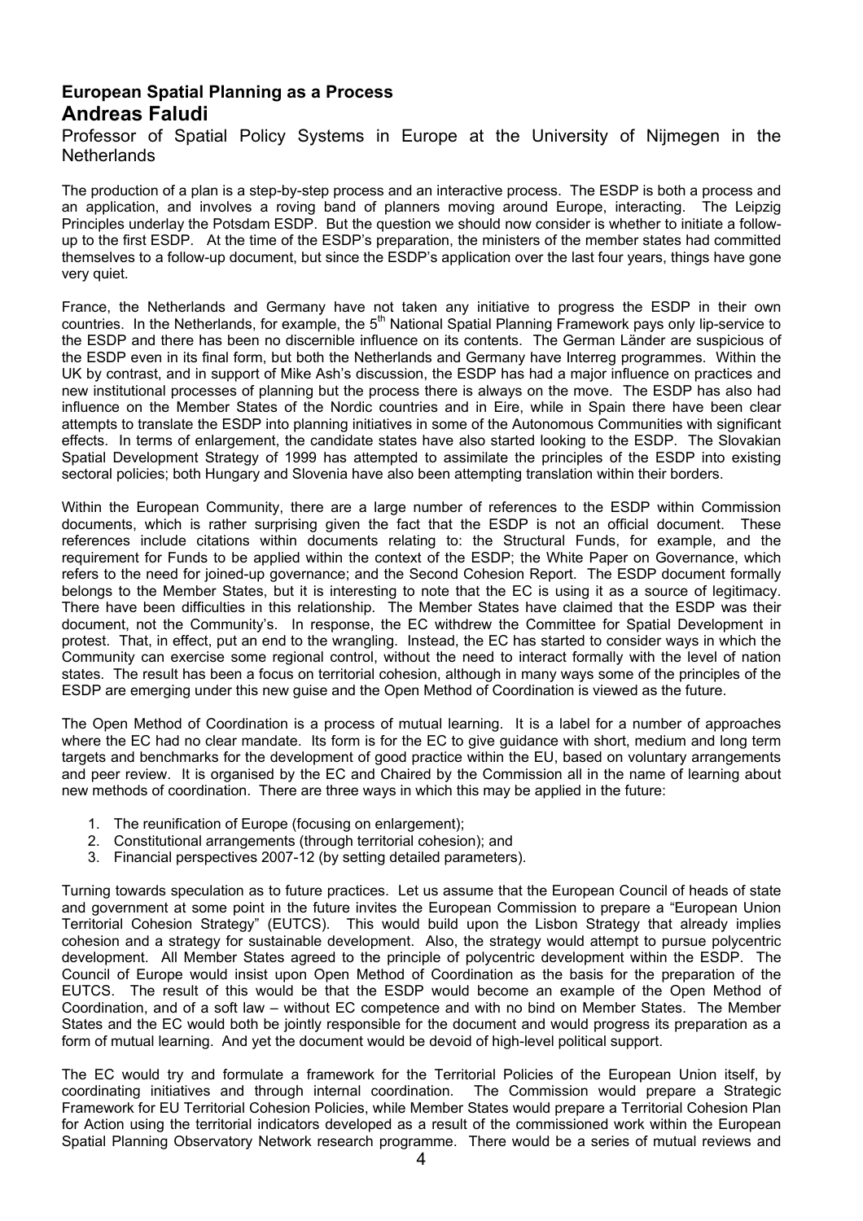## European Spatial Planning as a Process

## Andreas Faludi

Professor of Spatial Policy Systems in Europe at the University of Nijmegen in the Netherlands

The production of a plan is a step-by-step process and an interactive process. The ESDP is both a process and an application, and involves a roving band of planners moving around Europe, interacting. The Leipzig Principles underlay the Potsdam ESDP. But the question we should now consider is whether to initiate a follow-up to the first ESDP. At the time of the ESDP's preparation, the ministers of the member states had committed themselves to a follow-up document, but since the ESDP's application over the last four years, things have gone very quiet.

France, the Netherlands and Germany have not taken any initiative to progress the ESDP in their own countries. In the Netherlands, for example, the 5th National Spatial Planning Framework pays only lip-service to the ESDP and there has been no discernible influence on its contents. The German Länder are suspicious of the ESDP even in its final form, but both the Netherlands and Germany have Interreg programmes. Within the UK by contrast, and in support of Mike Ash's discussion, the ESDP has had a major influence on practices and new institutional processes of planning but the process there is always on the move. The ESDP has also had influence on the Member States of the Nordic countries and in Eire, while in Spain there have been clear attempts to translate the ESDP into planning initiatives in some of the Autonomous Communities with significant effects. In terms of enlargement, the candidate states have also started looking to the ESDP. The Slovakian Spatial Development Strategy of 1999 has attempted to assimilate the principles of the ESDP into existing sectoral policies; both Hungary and Slovenia have also been attempting translation within their borders.

Within the European Community, there are a large number of references to the ESDP within Commission documents, which is rather surprising given the fact that the ESDP is not an official document. These references include citations within documents relating to: the Structural Funds, for example, and the requirement for Funds to be applied within the context of the ESDP; the White Paper on Governance, which refers to the need for joined-up governance; and the Second Cohesion Report. The ESDP document formally belongs to the Member States, but it is interesting to note that the EC is using it as a source of legitimacy. There have been difficulties in this relationship. The Member States have claimed that the ESDP was their document, not the Community's. In response, the EC withdrew the Committee for Spatial Development in protest. That, in effect, put an end to the wrangling. Instead, the EC has started to consider ways in which the Community can exercise some regional control, without the need to interact formally with the level of nation states. The result has been a focus on territorial cohesion, although in many ways some of the principles of the ESDP are emerging under this new guise and the Open Method of Coordination is viewed as the future.

The Open Method of Coordination is a process of mutual learning. It is a label for a number of approaches where the EC had no clear mandate. Its form is for the EC to give guidance with short, medium and long term targets and benchmarks for the development of good practice within the EU, based on voluntary arrangements and peer review. It is organised by the EC and Chaired by the Commission all in the name of learning about new methods of coordination. There are three ways in which this may be applied in the future:

1. The reunification of Europe (focusing on enlargement);
2. Constitutional arrangements (through territorial cohesion); and
3. Financial perspectives 2007-12 (by setting detailed parameters).

Turning towards speculation as to future practices. Let us assume that the European Council of heads of state and government at some point in the future invites the European Commission to prepare a "European Union Territorial Cohesion Strategy" (EUTCS). This would build upon the Lisbon Strategy that already implies cohesion and a strategy for sustainable development. Also, the strategy would attempt to pursue polycentric development. All Member States agreed to the principle of polycentric development within the ESDP. The Council of Europe would insist upon Open Method of Coordination as the basis for the preparation of the EUTCS. The result of this would be that the ESDP would become an example of the Open Method of Coordination, and of a soft law – without EC competence and with no bind on Member States. The Member States and the EC would both be jointly responsible for the document and would progress its preparation as a form of mutual learning. And yet the document would be devoid of high-level political support.

The EC would try and formulate a framework for the Territorial Policies of the European Union itself, by coordinating initiatives and through internal coordination. The Commission would prepare a Strategic Framework for EU Territorial Cohesion Policies, while Member States would prepare a Territorial Cohesion Plan for Action using the territorial indicators developed as a result of the commissioned work within the European Spatial Planning Observatory Network research programme. There would be a series of mutual reviews and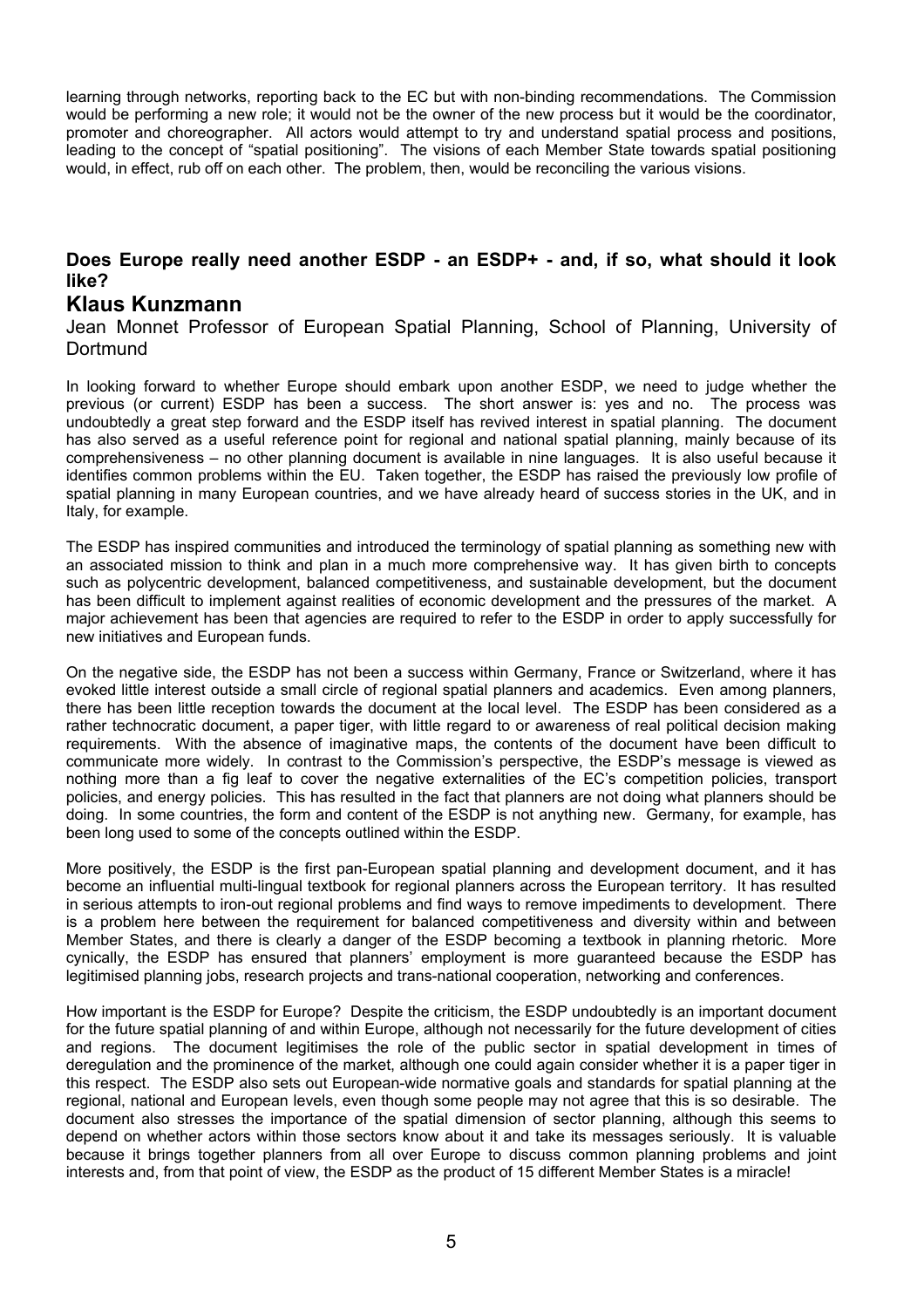learning through networks, reporting back to the EC but with non-binding recommendations. The Commission would be performing a new role; it would not be the owner of the new process but it would be the coordinator, promoter and choreographer. All actors would attempt to try and understand spatial process and positions, leading to the concept of "spatial positioning". The visions of each Member State towards spatial positioning would, in effect, rub off on each other. The problem, then, would be reconciling the various visions.

### Does Europe really need another ESDP - an ESDP+ - and, if so, what should it look like?

## Klaus Kunzmann

Jean Monnet Professor of European Spatial Planning, School of Planning, University of Dortmund

In looking forward to whether Europe should embark upon another ESDP, we need to judge whether the previous (or current) ESDP has been a success. The short answer is: yes and no. The process was undoubtedly a great step forward and the ESDP itself has revived interest in spatial planning. The document has also served as a useful reference point for regional and national spatial planning, mainly because of its comprehensiveness – no other planning document is available in nine languages. It is also useful because it identifies common problems within the EU. Taken together, the ESDP has raised the previously low profile of spatial planning in many European countries, and we have already heard of success stories in the UK, and in Italy, for example.

The ESDP has inspired communities and introduced the terminology of spatial planning as something new with an associated mission to think and plan in a much more comprehensive way. It has given birth to concepts such as polycentric development, balanced competitiveness, and sustainable development, but the document has been difficult to implement against realities of economic development and the pressures of the market. A major achievement has been that agencies are required to refer to the ESDP in order to apply successfully for new initiatives and European funds.

On the negative side, the ESDP has not been a success within Germany, France or Switzerland, where it has evoked little interest outside a small circle of regional spatial planners and academics. Even among planners, there has been little reception towards the document at the local level. The ESDP has been considered as a rather technocratic document, a paper tiger, with little regard to or awareness of real political decision making requirements. With the absence of imaginative maps, the contents of the document have been difficult to communicate more widely. In contrast to the Commission's perspective, the ESDP's message is viewed as nothing more than a fig leaf to cover the negative externalities of the EC's competition policies, transport policies, and energy policies. This has resulted in the fact that planners are not doing what planners should be doing. In some countries, the form and content of the ESDP is not anything new. Germany, for example, has been long used to some of the concepts outlined within the ESDP.

More positively, the ESDP is the first pan-European spatial planning and development document, and it has become an influential multi-lingual textbook for regional planners across the European territory. It has resulted in serious attempts to iron-out regional problems and find ways to remove impediments to development. There is a problem here between the requirement for balanced competitiveness and diversity within and between Member States, and there is clearly a danger of the ESDP becoming a textbook in planning rhetoric. More cynically, the ESDP has ensured that planners' employment is more guaranteed because the ESDP has legitimised planning jobs, research projects and trans-national cooperation, networking and conferences.

How important is the ESDP for Europe? Despite the criticism, the ESDP undoubtedly is an important document for the future spatial planning of and within Europe, although not necessarily for the future development of cities and regions. The document legitimises the role of the public sector in spatial development in times of deregulation and the prominence of the market, although one could again consider whether it is a paper tiger in this respect. The ESDP also sets out European-wide normative goals and standards for spatial planning at the regional, national and European levels, even though some people may not agree that this is so desirable. The document also stresses the importance of the spatial dimension of sector planning, although this seems to depend on whether actors within those sectors know about it and take its messages seriously. It is valuable because it brings together planners from all over Europe to discuss common planning problems and joint interests and, from that point of view, the ESDP as the product of 15 different Member States is a miracle!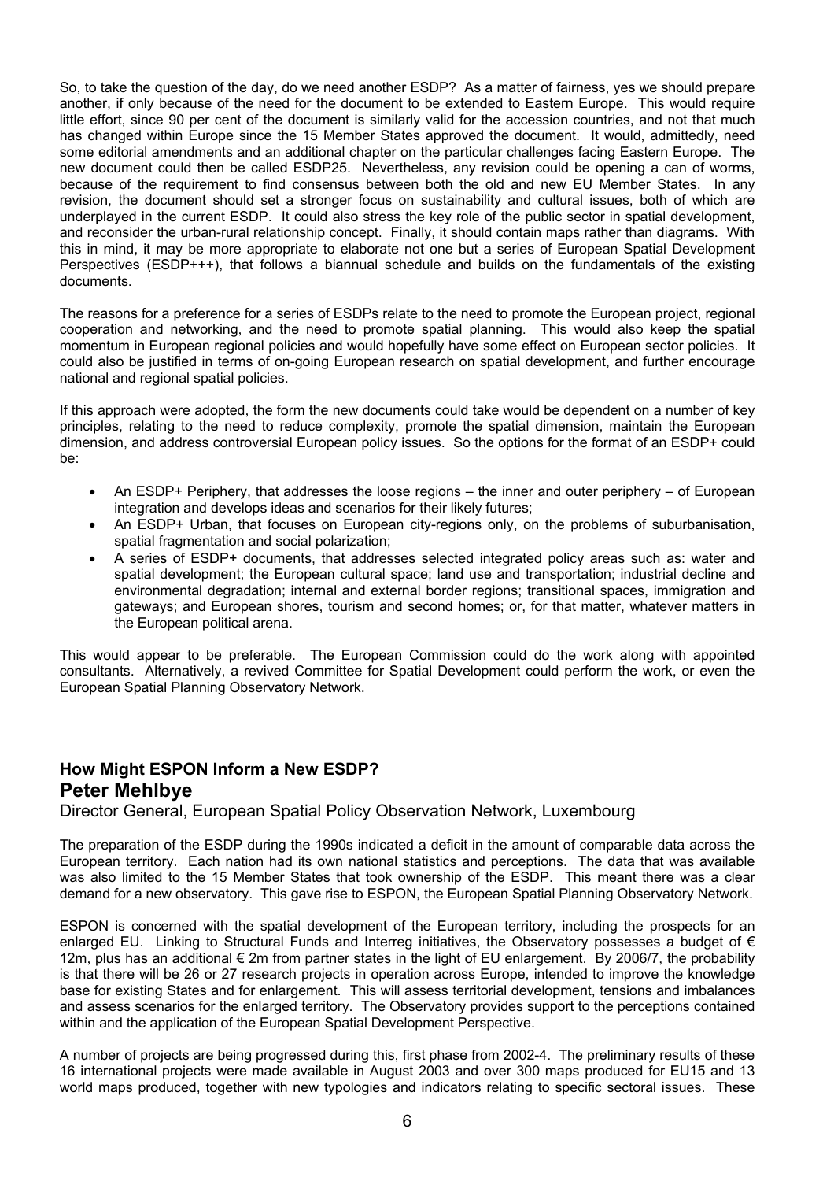So, to take the question of the day, do we need another ESDP? As a matter of fairness, yes we should prepare another, if only because of the need for the document to be extended to Eastern Europe. This would require little effort, since 90 per cent of the document is similarly valid for the accession countries, and not that much has changed within Europe since the 15 Member States approved the document. It would, admittedly, need some editorial amendments and an additional chapter on the particular challenges facing Eastern Europe. The new document could then be called ESDP25. Nevertheless, any revision could be opening a can of worms, because of the requirement to find consensus between both the old and new EU Member States. In any revision, the document should set a stronger focus on sustainability and cultural issues, both of which are underplayed in the current ESDP. It could also stress the key role of the public sector in spatial development, and reconsider the urban-rural relationship concept. Finally, it should contain maps rather than diagrams. With this in mind, it may be more appropriate to elaborate not one but a series of European Spatial Development Perspectives (ESDP+++), that follows a biannual schedule and builds on the fundamentals of the existing documents.

The reasons for a preference for a series of ESDPs relate to the need to promote the European project, regional cooperation and networking, and the need to promote spatial planning. This would also keep the spatial momentum in European regional policies and would hopefully have some effect on European sector policies. It could also be justified in terms of on-going European research on spatial development, and further encourage national and regional spatial policies.

If this approach were adopted, the form the new documents could take would be dependent on a number of key principles, relating to the need to reduce complexity, promote the spatial dimension, maintain the European dimension, and address controversial European policy issues. So the options for the format of an ESDP+ could be:

- An ESDP+ Periphery, that addresses the loose regions – the inner and outer periphery – of European integration and develops ideas and scenarios for their likely futures;
- An ESDP+ Urban, that focuses on European city-regions only, on the problems of suburbanisation, spatial fragmentation and social polarization;
- A series of ESDP+ documents, that addresses selected integrated policy areas such as: water and spatial development; the European cultural space; land use and transportation; industrial decline and environmental degradation; internal and external border regions; transitional spaces, immigration and gateways; and European shores, tourism and second homes; or, for that matter, whatever matters in the European political arena.

This would appear to be preferable. The European Commission could do the work along with appointed consultants. Alternatively, a revived Committee for Spatial Development could perform the work, or even the European Spatial Planning Observatory Network.

### How Might ESPON Inform a New ESDP?

## Peter Mehlbye

Director General, European Spatial Policy Observation Network, Luxembourg

The preparation of the ESDP during the 1990s indicated a deficit in the amount of comparable data across the European territory. Each nation had its own national statistics and perceptions. The data that was available was also limited to the 15 Member States that took ownership of the ESDP. This meant there was a clear demand for a new observatory. This gave rise to ESPON, the European Spatial Planning Observatory Network.

ESPON is concerned with the spatial development of the European territory, including the prospects for an enlarged EU. Linking to Structural Funds and Interreg initiatives, the Observatory possesses a budget of € 12m, plus has an additional € 2m from partner states in the light of EU enlargement. By 2006/7, the probability is that there will be 26 or 27 research projects in operation across Europe, intended to improve the knowledge base for existing States and for enlargement. This will assess territorial development, tensions and imbalances and assess scenarios for the enlarged territory. The Observatory provides support to the perceptions contained within and the application of the European Spatial Development Perspective.

A number of projects are being progressed during this, first phase from 2002-4. The preliminary results of these 16 international projects were made available in August 2003 and over 300 maps produced for EU15 and 13 world maps produced, together with new typologies and indicators relating to specific sectoral issues. These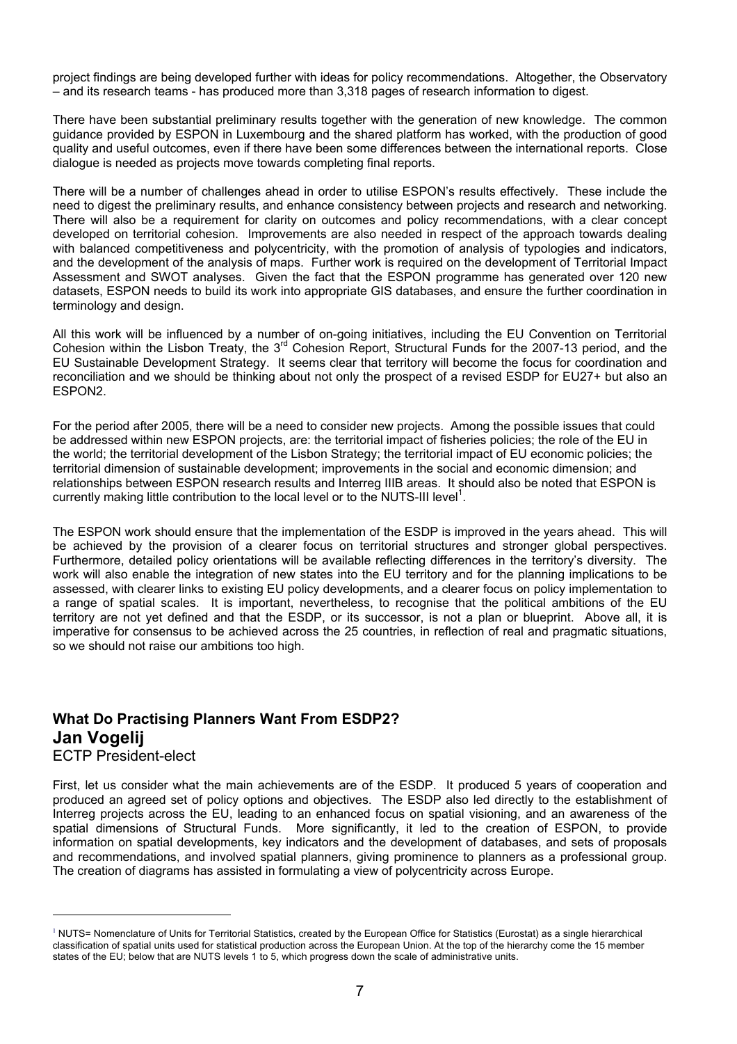project findings are being developed further with ideas for policy recommendations. Altogether, the Observatory – and its research teams - has produced more than 3,318 pages of research information to digest.

There have been substantial preliminary results together with the generation of new knowledge. The common guidance provided by ESPON in Luxembourg and the shared platform has worked, with the production of good quality and useful outcomes, even if there have been some differences between the international reports. Close dialogue is needed as projects move towards completing final reports.

There will be a number of challenges ahead in order to utilise ESPON's results effectively. These include the need to digest the preliminary results, and enhance consistency between projects and research and networking. There will also be a requirement for clarity on outcomes and policy recommendations, with a clear concept developed on territorial cohesion. Improvements are also needed in respect of the approach towards dealing with balanced competitiveness and polycentricity, with the promotion of analysis of typologies and indicators, and the development of the analysis of maps. Further work is required on the development of Territorial Impact Assessment and SWOT analyses. Given the fact that the ESPON programme has generated over 120 new datasets, ESPON needs to build its work into appropriate GIS databases, and ensure the further coordination in terminology and design.

All this work will be influenced by a number of on-going initiatives, including the EU Convention on Territorial Cohesion within the Lisbon Treaty, the 3rd Cohesion Report, Structural Funds for the 2007-13 period, and the EU Sustainable Development Strategy. It seems clear that territory will become the focus for coordination and reconciliation and we should be thinking about not only the prospect of a revised ESDP for EU27+ but also an ESPON2.

For the period after 2005, there will be a need to consider new projects. Among the possible issues that could be addressed within new ESPON projects, are: the territorial impact of fisheries policies; the role of the EU in the world; the territorial development of the Lisbon Strategy; the territorial impact of EU economic policies; the territorial dimension of sustainable development; improvements in the social and economic dimension; and relationships between ESPON research results and Interreg IIIB areas. It should also be noted that ESPON is currently making little contribution to the local level or to the NUTS-III level[1].

The ESPON work should ensure that the implementation of the ESDP is improved in the years ahead. This will be achieved by the provision of a clearer focus on territorial structures and stronger global perspectives. Furthermore, detailed policy orientations will be available reflecting differences in the territory's diversity. The work will also enable the integration of new states into the EU territory and for the planning implications to be assessed, with clearer links to existing EU policy developments, and a clearer focus on policy implementation to a range of spatial scales. It is important, nevertheless, to recognise that the political ambitions of the EU territory are not yet defined and that the ESDP, or its successor, is not a plan or blueprint. Above all, it is imperative for consensus to be achieved across the 25 countries, in reflection of real and pragmatic situations, so we should not raise our ambitions too high.

## What Do Practising Planners Want From ESDP2?

### Jan Vogelij

ECTP President-elect

First, let us consider what the main achievements are of the ESDP. It produced 5 years of cooperation and produced an agreed set of policy options and objectives. The ESDP also led directly to the establishment of Interreg projects across the EU, leading to an enhanced focus on spatial visioning, and an awareness of the spatial dimensions of Structural Funds. More significantly, it led to the creation of ESPON, to provide information on spatial developments, key indicators and the development of databases, and sets of proposals and recommendations, and involved spatial planners, giving prominence to planners as a professional group. The creation of diagrams has assisted in formulating a view of polycentricity across Europe.

---

[1] NUTS= Nomenclature of Units for Territorial Statistics, created by the European Office for Statistics (Eurostat) as a single hierarchical classification of spatial units used for statistical production across the European Union. At the top of the hierarchy come the 15 member states of the EU; below that are NUTS levels 1 to 5, which progress down the scale of administrative units.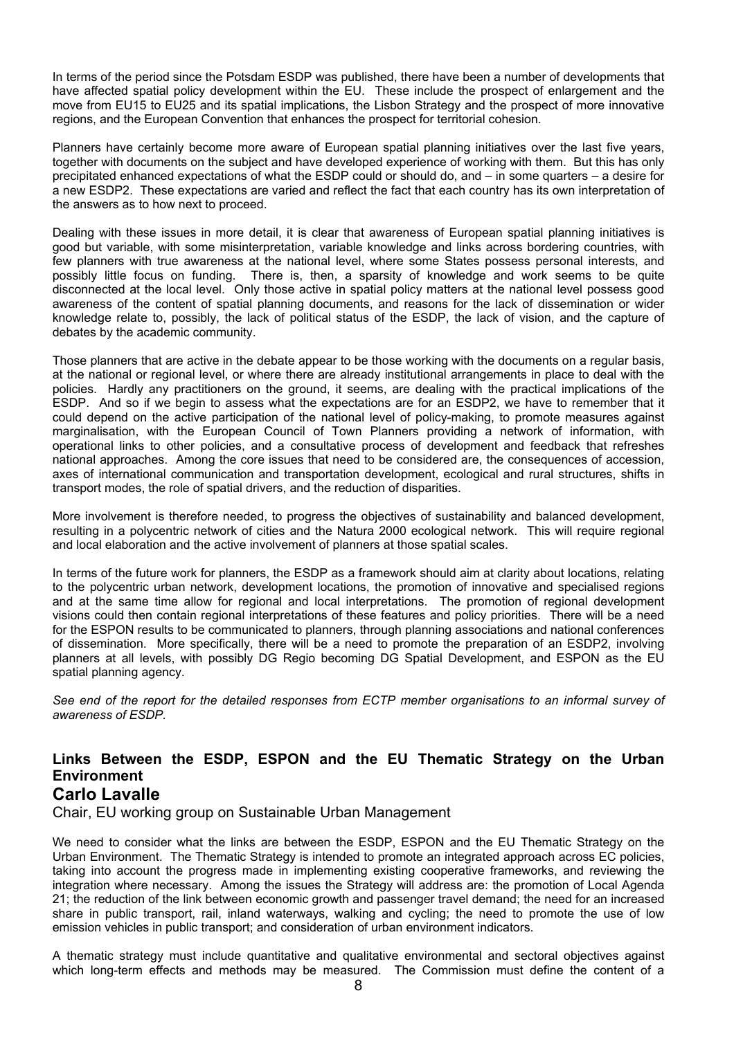In terms of the period since the Potsdam ESDP was published, there have been a number of developments that have affected spatial policy development within the EU. These include the prospect of enlargement and the move from EU15 to EU25 and its spatial implications, the Lisbon Strategy and the prospect of more innovative regions, and the European Convention that enhances the prospect for territorial cohesion.

Planners have certainly become more aware of European spatial planning initiatives over the last five years, together with documents on the subject and have developed experience of working with them. But this has only precipitated enhanced expectations of what the ESDP could or should do, and – in some quarters – a desire for a new ESDP2. These expectations are varied and reflect the fact that each country has its own interpretation of the answers as to how next to proceed.

Dealing with these issues in more detail, it is clear that awareness of European spatial planning initiatives is good but variable, with some misinterpretation, variable knowledge and links across bordering countries, with few planners with true awareness at the national level, where some States possess personal interests, and possibly little focus on funding. There is, then, a sparsity of knowledge and work seems to be quite disconnected at the local level. Only those active in spatial policy matters at the national level possess good awareness of the content of spatial planning documents, and reasons for the lack of dissemination or wider knowledge relate to, possibly, the lack of political status of the ESDP, the lack of vision, and the capture of debates by the academic community.

Those planners that are active in the debate appear to be those working with the documents on a regular basis, at the national or regional level, or where there are already institutional arrangements in place to deal with the policies. Hardly any practitioners on the ground, it seems, are dealing with the practical implications of the ESDP. And so if we begin to assess what the expectations are for an ESDP2, we have to remember that it could depend on the active participation of the national level of policy-making, to promote measures against marginalisation, with the European Council of Town Planners providing a network of information, with operational links to other policies, and a consultative process of development and feedback that refreshes national approaches. Among the core issues that need to be considered are, the consequences of accession, axes of international communication and transportation development, ecological and rural structures, shifts in transport modes, the role of spatial drivers, and the reduction of disparities.

More involvement is therefore needed, to progress the objectives of sustainability and balanced development, resulting in a polycentric network of cities and the Natura 2000 ecological network. This will require regional and local elaboration and the active involvement of planners at those spatial scales.

In terms of the future work for planners, the ESDP as a framework should aim at clarity about locations, relating to the polycentric urban network, development locations, the promotion of innovative and specialised regions and at the same time allow for regional and local interpretations. The promotion of regional development visions could then contain regional interpretations of these features and policy priorities. There will be a need for the ESPON results to be communicated to planners, through planning associations and national conferences of dissemination. More specifically, there will be a need to promote the preparation of an ESDP2, involving planners at all levels, with possibly DG Regio becoming DG Spatial Development, and ESPON as the EU spatial planning agency.

*See end of the report for the detailed responses from ECTP member organisations to an informal survey of awareness of ESDP.*

## Links Between the ESDP, ESPON and the EU Thematic Strategy on the Urban Environment

## Carlo Lavalle

Chair, EU working group on Sustainable Urban Management

We need to consider what the links are between the ESDP, ESPON and the EU Thematic Strategy on the Urban Environment. The Thematic Strategy is intended to promote an integrated approach across EC policies, taking into account the progress made in implementing existing cooperative frameworks, and reviewing the integration where necessary. Among the issues the Strategy will address are: the promotion of Local Agenda 21; the reduction of the link between economic growth and passenger travel demand; the need for an increased share in public transport, rail, inland waterways, walking and cycling; the need to promote the use of low emission vehicles in public transport; and consideration of urban environment indicators.

A thematic strategy must include quantitative and qualitative environmental and sectoral objectives against which long-term effects and methods may be measured. The Commission must define the content of a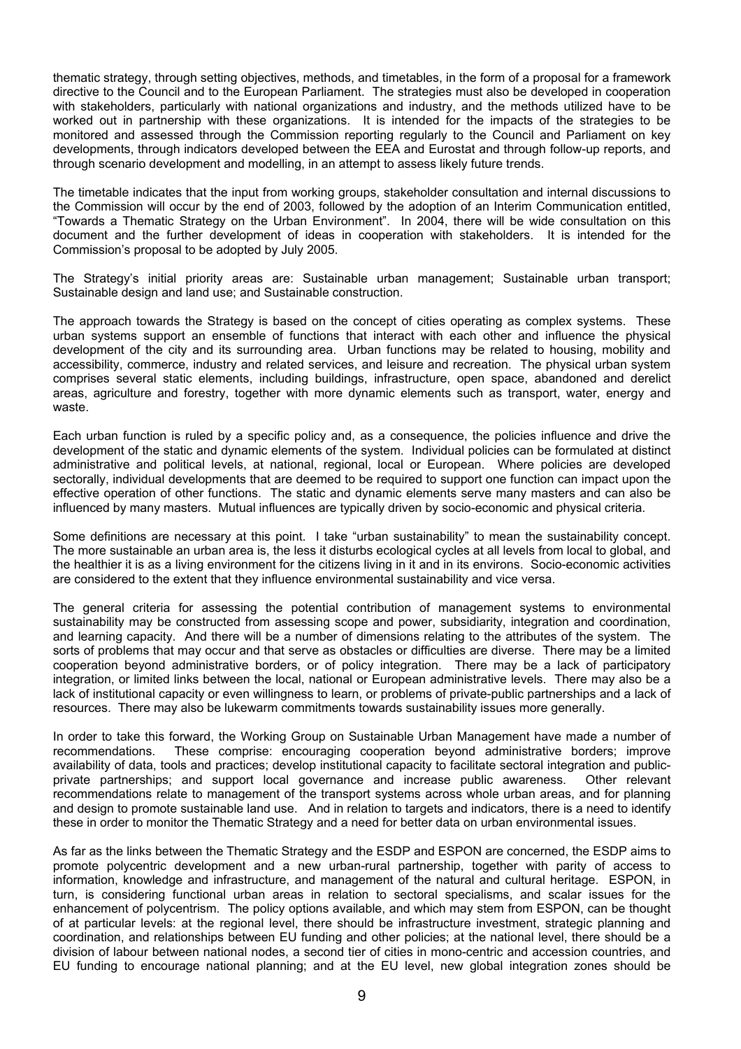thematic strategy, through setting objectives, methods, and timetables, in the form of a proposal for a framework directive to the Council and to the European Parliament. The strategies must also be developed in cooperation with stakeholders, particularly with national organizations and industry, and the methods utilized have to be worked out in partnership with these organizations. It is intended for the impacts of the strategies to be monitored and assessed through the Commission reporting regularly to the Council and Parliament on key developments, through indicators developed between the EEA and Eurostat and through follow-up reports, and through scenario development and modelling, in an attempt to assess likely future trends.

The timetable indicates that the input from working groups, stakeholder consultation and internal discussions to the Commission will occur by the end of 2003, followed by the adoption of an Interim Communication entitled, "Towards a Thematic Strategy on the Urban Environment". In 2004, there will be wide consultation on this document and the further development of ideas in cooperation with stakeholders. It is intended for the Commission's proposal to be adopted by July 2005.

The Strategy's initial priority areas are: Sustainable urban management; Sustainable urban transport; Sustainable design and land use; and Sustainable construction.

The approach towards the Strategy is based on the concept of cities operating as complex systems. These urban systems support an ensemble of functions that interact with each other and influence the physical development of the city and its surrounding area. Urban functions may be related to housing, mobility and accessibility, commerce, industry and related services, and leisure and recreation. The physical urban system comprises several static elements, including buildings, infrastructure, open space, abandoned and derelict areas, agriculture and forestry, together with more dynamic elements such as transport, water, energy and waste.

Each urban function is ruled by a specific policy and, as a consequence, the policies influence and drive the development of the static and dynamic elements of the system. Individual policies can be formulated at distinct administrative and political levels, at national, regional, local or European. Where policies are developed sectorally, individual developments that are deemed to be required to support one function can impact upon the effective operation of other functions. The static and dynamic elements serve many masters and can also be influenced by many masters. Mutual influences are typically driven by socio-economic and physical criteria.

Some definitions are necessary at this point. I take "urban sustainability" to mean the sustainability concept. The more sustainable an urban area is, the less it disturbs ecological cycles at all levels from local to global, and the healthier it is as a living environment for the citizens living in it and in its environs. Socio-economic activities are considered to the extent that they influence environmental sustainability and vice versa.

The general criteria for assessing the potential contribution of management systems to environmental sustainability may be constructed from assessing scope and power, subsidiarity, integration and coordination, and learning capacity. And there will be a number of dimensions relating to the attributes of the system. The sorts of problems that may occur and that serve as obstacles or difficulties are diverse. There may be a limited cooperation beyond administrative borders, or of policy integration. There may be a lack of participatory integration, or limited links between the local, national or European administrative levels. There may also be a lack of institutional capacity or even willingness to learn, or problems of private-public partnerships and a lack of resources. There may also be lukewarm commitments towards sustainability issues more generally.

In order to take this forward, the Working Group on Sustainable Urban Management have made a number of recommendations. These comprise: encouraging cooperation beyond administrative borders; improve availability of data, tools and practices; develop institutional capacity to facilitate sectoral integration and public-private partnerships; and support local governance and increase public awareness. Other relevant recommendations relate to management of the transport systems across whole urban areas, and for planning and design to promote sustainable land use. And in relation to targets and indicators, there is a need to identify these in order to monitor the Thematic Strategy and a need for better data on urban environmental issues.

As far as the links between the Thematic Strategy and the ESDP and ESPON are concerned, the ESDP aims to promote polycentric development and a new urban-rural partnership, together with parity of access to information, knowledge and infrastructure, and management of the natural and cultural heritage. ESPON, in turn, is considering functional urban areas in relation to sectoral specialisms, and scalar issues for the enhancement of polycentrism. The policy options available, and which may stem from ESPON, can be thought of at particular levels: at the regional level, there should be infrastructure investment, strategic planning and coordination, and relationships between EU funding and other policies; at the national level, there should be a division of labour between national nodes, a second tier of cities in mono-centric and accession countries, and EU funding to encourage national planning; and at the EU level, new global integration zones should be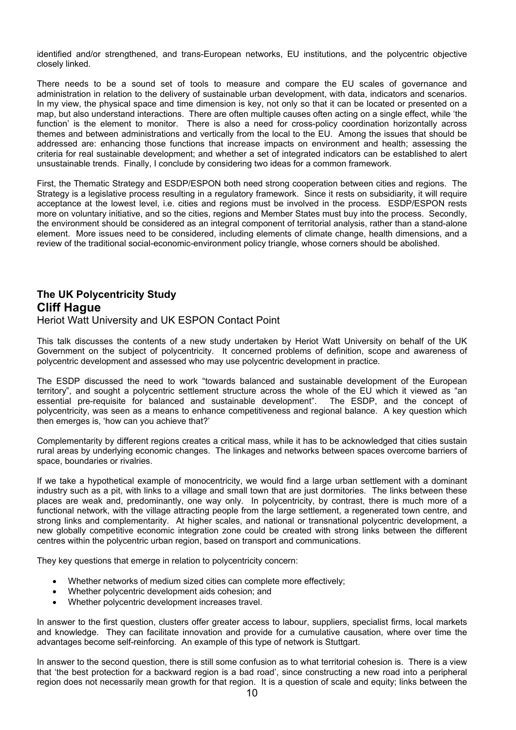identified and/or strengthened, and trans-European networks, EU institutions, and the polycentric objective closely linked.

There needs to be a sound set of tools to measure and compare the EU scales of governance and administration in relation to the delivery of sustainable urban development, with data, indicators and scenarios. In my view, the physical space and time dimension is key, not only so that it can be located or presented on a map, but also understand interactions. There are often multiple causes often acting on a single effect, while 'the function' is the element to monitor. There is also a need for cross-policy coordination horizontally across themes and between administrations and vertically from the local to the EU. Among the issues that should be addressed are: enhancing those functions that increase impacts on environment and health; assessing the criteria for real sustainable development; and whether a set of integrated indicators can be established to alert unsustainable trends. Finally, I conclude by considering two ideas for a common framework.

First, the Thematic Strategy and ESDP/ESPON both need strong cooperation between cities and regions. The Strategy is a legislative process resulting in a regulatory framework. Since it rests on subsidiarity, it will require acceptance at the lowest level, i.e. cities and regions must be involved in the process. ESDP/ESPON rests more on voluntary initiative, and so the cities, regions and Member States must buy into the process. Secondly, the environment should be considered as an integral component of territorial analysis, rather than a stand-alone element. More issues need to be considered, including elements of climate change, health dimensions, and a review of the traditional social-economic-environment policy triangle, whose corners should be abolished.

## The UK Polycentricity Study

## Cliff Hague

Heriot Watt University and UK ESPON Contact Point

This talk discusses the contents of a new study undertaken by Heriot Watt University on behalf of the UK Government on the subject of polycentricity. It concerned problems of definition, scope and awareness of polycentric development and assessed who may use polycentric development in practice.

The ESDP discussed the need to work "towards balanced and sustainable development of the European territory", and sought a polycentric settlement structure across the whole of the EU which it viewed as "an essential pre-requisite for balanced and sustainable development". The ESDP, and the concept of polycentricity, was seen as a means to enhance competitiveness and regional balance. A key question which then emerges is, 'how can you achieve that?'

Complementarity by different regions creates a critical mass, while it has to be acknowledged that cities sustain rural areas by underlying economic changes. The linkages and networks between spaces overcome barriers of space, boundaries or rivalries.

If we take a hypothetical example of monocentricity, we would find a large urban settlement with a dominant industry such as a pit, with links to a village and small town that are just dormitories. The links between these places are weak and, predominantly, one way only. In polycentricity, by contrast, there is much more of a functional network, with the village attracting people from the large settlement, a regenerated town centre, and strong links and complementarity. At higher scales, and national or transnational polycentric development, a new globally competitive economic integration zone could be created with strong links between the different centres within the polycentric urban region, based on transport and communications.

They key questions that emerge in relation to polycentricity concern:

- Whether networks of medium sized cities can complete more effectively;
- Whether polycentric development aids cohesion; and
- Whether polycentric development increases travel.

In answer to the first question, clusters offer greater access to labour, suppliers, specialist firms, local markets and knowledge. They can facilitate innovation and provide for a cumulative causation, where over time the advantages become self-reinforcing. An example of this type of network is Stuttgart.

In answer to the second question, there is still some confusion as to what territorial cohesion is. There is a view that 'the best protection for a backward region is a bad road', since constructing a new road into a peripheral region does not necessarily mean growth for that region. It is a question of scale and equity; links between the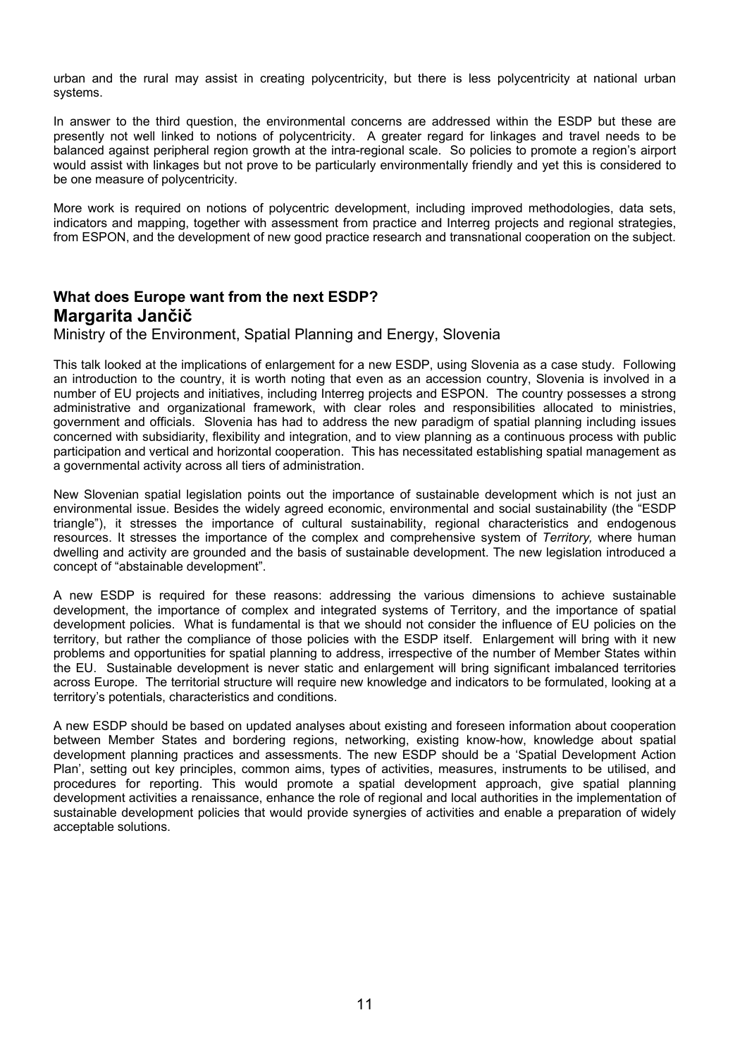urban and the rural may assist in creating polycentricity, but there is less polycentricity at national urban systems.

In answer to the third question, the environmental concerns are addressed within the ESDP but these are presently not well linked to notions of polycentricity. A greater regard for linkages and travel needs to be balanced against peripheral region growth at the intra-regional scale. So policies to promote a region's airport would assist with linkages but not prove to be particularly environmentally friendly and yet this is considered to be one measure of polycentricity.

More work is required on notions of polycentric development, including improved methodologies, data sets, indicators and mapping, together with assessment from practice and Interreg projects and regional strategies, from ESPON, and the development of new good practice research and transnational cooperation on the subject.

### What does Europe want from the next ESDP?

## Margarita Jančič

Ministry of the Environment, Spatial Planning and Energy, Slovenia

This talk looked at the implications of enlargement for a new ESDP, using Slovenia as a case study. Following an introduction to the country, it is worth noting that even as an accession country, Slovenia is involved in a number of EU projects and initiatives, including Interreg projects and ESPON. The country possesses a strong administrative and organizational framework, with clear roles and responsibilities allocated to ministries, government and officials. Slovenia has had to address the new paradigm of spatial planning including issues concerned with subsidiarity, flexibility and integration, and to view planning as a continuous process with public participation and vertical and horizontal cooperation. This has necessitated establishing spatial management as a governmental activity across all tiers of administration.

New Slovenian spatial legislation points out the importance of sustainable development which is not just an environmental issue. Besides the widely agreed economic, environmental and social sustainability (the "ESDP triangle"), it stresses the importance of cultural sustainability, regional characteristics and endogenous resources. It stresses the importance of the complex and comprehensive system of *Territory,* where human dwelling and activity are grounded and the basis of sustainable development. The new legislation introduced a concept of "abstainable development".

A new ESDP is required for these reasons: addressing the various dimensions to achieve sustainable development, the importance of complex and integrated systems of Territory, and the importance of spatial development policies. What is fundamental is that we should not consider the influence of EU policies on the territory, but rather the compliance of those policies with the ESDP itself. Enlargement will bring with it new problems and opportunities for spatial planning to address, irrespective of the number of Member States within the EU. Sustainable development is never static and enlargement will bring significant imbalanced territories across Europe. The territorial structure will require new knowledge and indicators to be formulated, looking at a territory's potentials, characteristics and conditions.

A new ESDP should be based on updated analyses about existing and foreseen information about cooperation between Member States and bordering regions, networking, existing know-how, knowledge about spatial development planning practices and assessments. The new ESDP should be a 'Spatial Development Action Plan', setting out key principles, common aims, types of activities, measures, instruments to be utilised, and procedures for reporting. This would promote a spatial development approach, give spatial planning development activities a renaissance, enhance the role of regional and local authorities in the implementation of sustainable development policies that would provide synergies of activities and enable a preparation of widely acceptable solutions.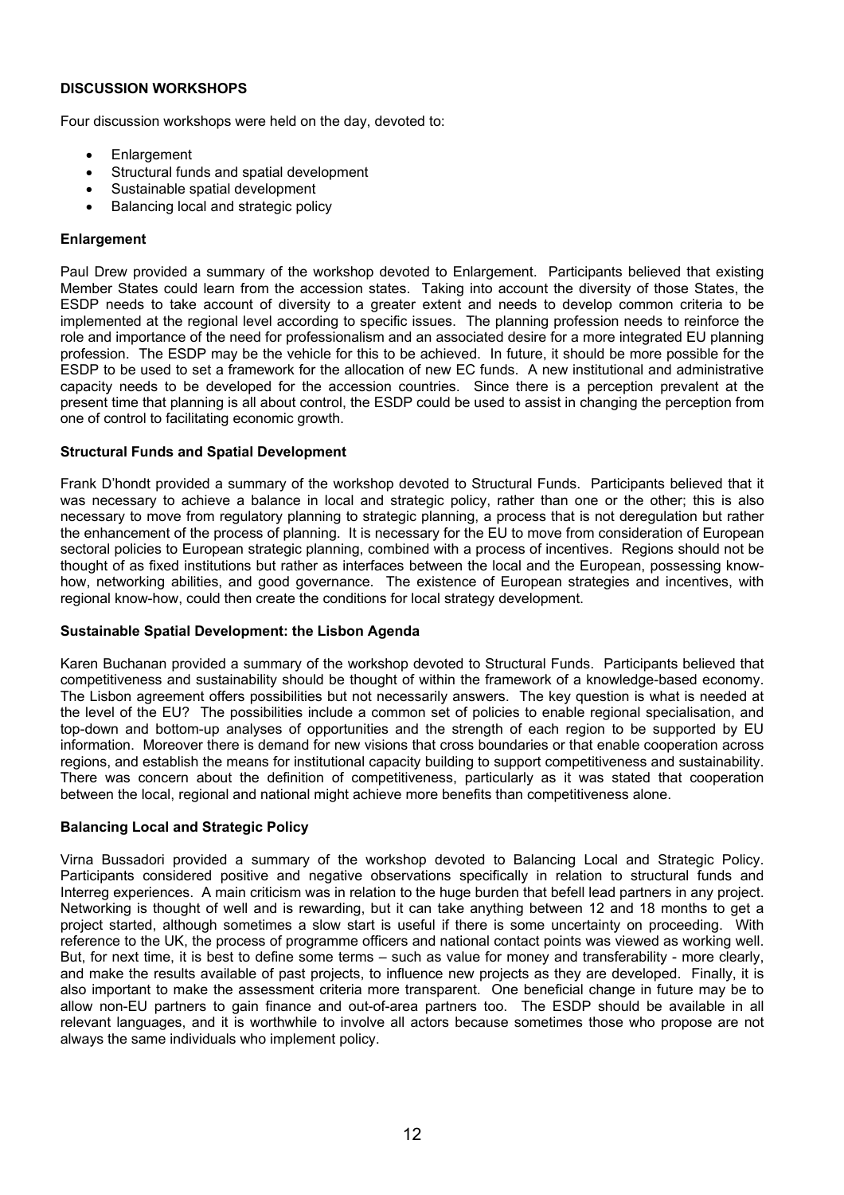## DISCUSSION WORKSHOPS

Four discussion workshops were held on the day, devoted to:

- Enlargement
- Structural funds and spatial development
- Sustainable spatial development
- Balancing local and strategic policy

### Enlargement

Paul Drew provided a summary of the workshop devoted to Enlargement. Participants believed that existing Member States could learn from the accession states. Taking into account the diversity of those States, the ESDP needs to take account of diversity to a greater extent and needs to develop common criteria to be implemented at the regional level according to specific issues. The planning profession needs to reinforce the role and importance of the need for professionalism and an associated desire for a more integrated EU planning profession. The ESDP may be the vehicle for this to be achieved. In future, it should be more possible for the ESDP to be used to set a framework for the allocation of new EC funds. A new institutional and administrative capacity needs to be developed for the accession countries. Since there is a perception prevalent at the present time that planning is all about control, the ESDP could be used to assist in changing the perception from one of control to facilitating economic growth.

### Structural Funds and Spatial Development

Frank D'hondt provided a summary of the workshop devoted to Structural Funds. Participants believed that it was necessary to achieve a balance in local and strategic policy, rather than one or the other; this is also necessary to move from regulatory planning to strategic planning, a process that is not deregulation but rather the enhancement of the process of planning. It is necessary for the EU to move from consideration of European sectoral policies to European strategic planning, combined with a process of incentives. Regions should not be thought of as fixed institutions but rather as interfaces between the local and the European, possessing know-how, networking abilities, and good governance. The existence of European strategies and incentives, with regional know-how, could then create the conditions for local strategy development.

### Sustainable Spatial Development: the Lisbon Agenda

Karen Buchanan provided a summary of the workshop devoted to Structural Funds. Participants believed that competitiveness and sustainability should be thought of within the framework of a knowledge-based economy. The Lisbon agreement offers possibilities but not necessarily answers. The key question is what is needed at the level of the EU? The possibilities include a common set of policies to enable regional specialisation, and top-down and bottom-up analyses of opportunities and the strength of each region to be supported by EU information. Moreover there is demand for new visions that cross boundaries or that enable cooperation across regions, and establish the means for institutional capacity building to support competitiveness and sustainability. There was concern about the definition of competitiveness, particularly as it was stated that cooperation between the local, regional and national might achieve more benefits than competitiveness alone.

### Balancing Local and Strategic Policy

Virna Bussadori provided a summary of the workshop devoted to Balancing Local and Strategic Policy. Participants considered positive and negative observations specifically in relation to structural funds and Interreg experiences. A main criticism was in relation to the huge burden that befell lead partners in any project. Networking is thought of well and is rewarding, but it can take anything between 12 and 18 months to get a project started, although sometimes a slow start is useful if there is some uncertainty on proceeding. With reference to the UK, the process of programme officers and national contact points was viewed as working well. But, for next time, it is best to define some terms – such as value for money and transferability - more clearly, and make the results available of past projects, to influence new projects as they are developed. Finally, it is also important to make the assessment criteria more transparent. One beneficial change in future may be to allow non-EU partners to gain finance and out-of-area partners too. The ESDP should be available in all relevant languages, and it is worthwhile to involve all actors because sometimes those who propose are not always the same individuals who implement policy.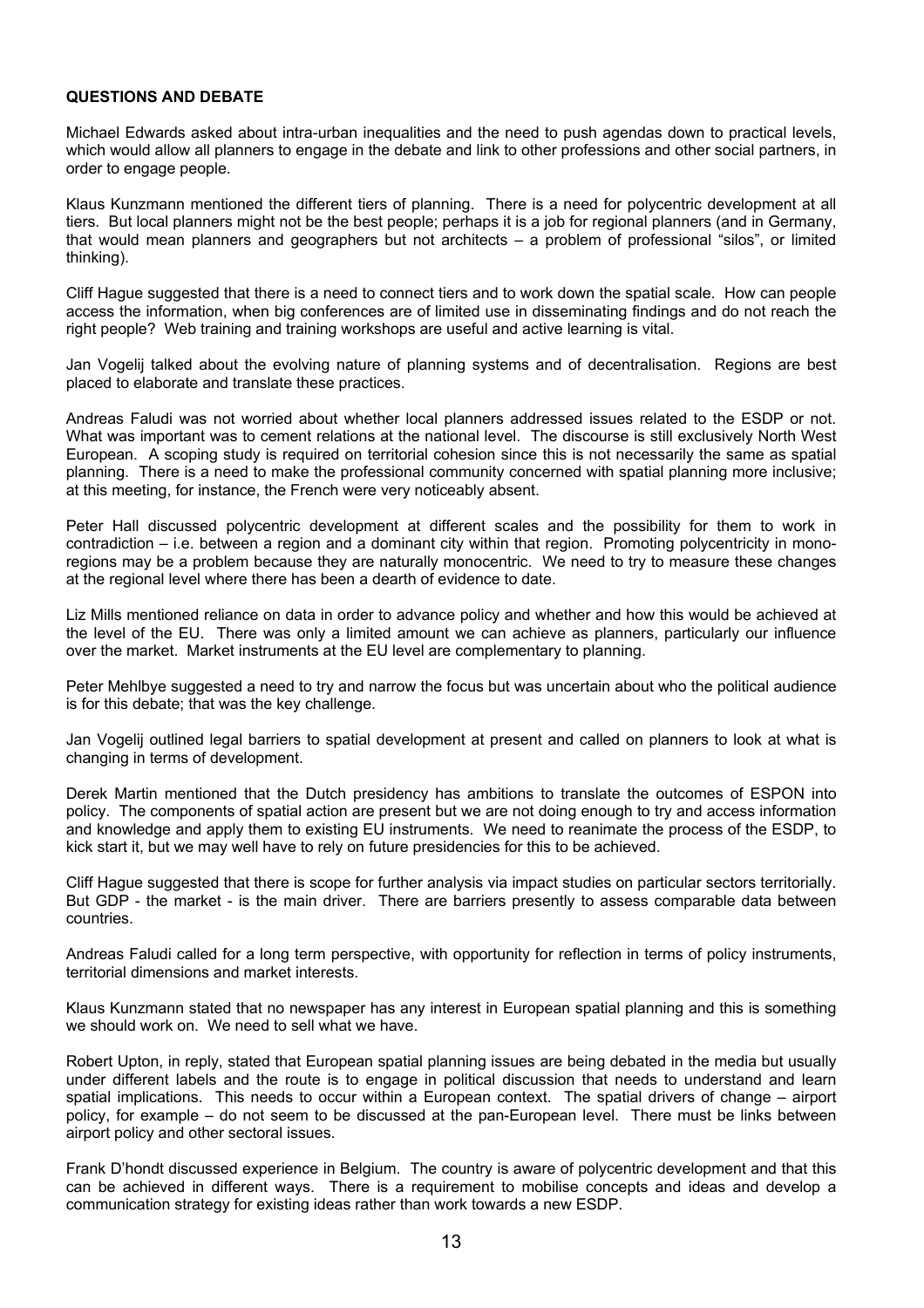**QUESTIONS AND DEBATE**

Michael Edwards asked about intra-urban inequalities and the need to push agendas down to practical levels, which would allow all planners to engage in the debate and link to other professions and other social partners, in order to engage people.

Klaus Kunzmann mentioned the different tiers of planning. There is a need for polycentric development at all tiers. But local planners might not be the best people; perhaps it is a job for regional planners (and in Germany, that would mean planners and geographers but not architects – a problem of professional "silos", or limited thinking).

Cliff Hague suggested that there is a need to connect tiers and to work down the spatial scale. How can people access the information, when big conferences are of limited use in disseminating findings and do not reach the right people? Web training and training workshops are useful and active learning is vital.

Jan Vogelij talked about the evolving nature of planning systems and of decentralisation. Regions are best placed to elaborate and translate these practices.

Andreas Faludi was not worried about whether local planners addressed issues related to the ESDP or not. What was important was to cement relations at the national level. The discourse is still exclusively North West European. A scoping study is required on territorial cohesion since this is not necessarily the same as spatial planning. There is a need to make the professional community concerned with spatial planning more inclusive; at this meeting, for instance, the French were very noticeably absent.

Peter Hall discussed polycentric development at different scales and the possibility for them to work in contradiction – i.e. between a region and a dominant city within that region. Promoting polycentricity in mono-regions may be a problem because they are naturally monocentric. We need to try to measure these changes at the regional level where there has been a dearth of evidence to date.

Liz Mills mentioned reliance on data in order to advance policy and whether and how this would be achieved at the level of the EU. There was only a limited amount we can achieve as planners, particularly our influence over the market. Market instruments at the EU level are complementary to planning.

Peter Mehlbye suggested a need to try and narrow the focus but was uncertain about who the political audience is for this debate; that was the key challenge.

Jan Vogelij outlined legal barriers to spatial development at present and called on planners to look at what is changing in terms of development.

Derek Martin mentioned that the Dutch presidency has ambitions to translate the outcomes of ESPON into policy. The components of spatial action are present but we are not doing enough to try and access information and knowledge and apply them to existing EU instruments. We need to reanimate the process of the ESDP, to kick start it, but we may well have to rely on future presidencies for this to be achieved.

Cliff Hague suggested that there is scope for further analysis via impact studies on particular sectors territorially. But GDP - the market - is the main driver. There are barriers presently to assess comparable data between countries.

Andreas Faludi called for a long term perspective, with opportunity for reflection in terms of policy instruments, territorial dimensions and market interests.

Klaus Kunzmann stated that no newspaper has any interest in European spatial planning and this is something we should work on. We need to sell what we have.

Robert Upton, in reply, stated that European spatial planning issues are being debated in the media but usually under different labels and the route is to engage in political discussion that needs to understand and learn spatial implications. This needs to occur within a European context. The spatial drivers of change – airport policy, for example – do not seem to be discussed at the pan-European level. There must be links between airport policy and other sectoral issues.

Frank D'hondt discussed experience in Belgium. The country is aware of polycentric development and that this can be achieved in different ways. There is a requirement to mobilise concepts and ideas and develop a communication strategy for existing ideas rather than work towards a new ESDP.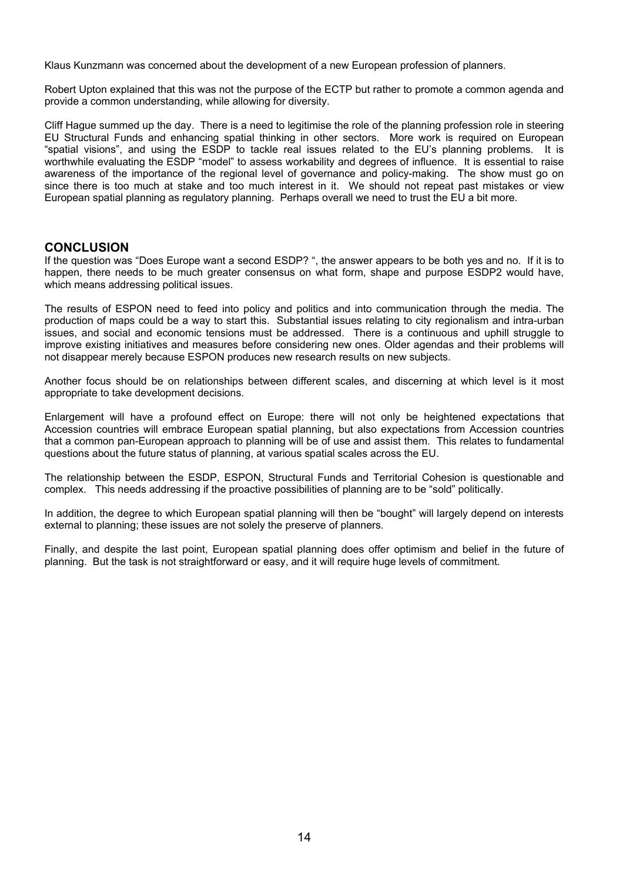Klaus Kunzmann was concerned about the development of a new European profession of planners.

Robert Upton explained that this was not the purpose of the ECTP but rather to promote a common agenda and provide a common understanding, while allowing for diversity.

Cliff Hague summed up the day. There is a need to legitimise the role of the planning profession role in steering EU Structural Funds and enhancing spatial thinking in other sectors. More work is required on European "spatial visions", and using the ESDP to tackle real issues related to the EU's planning problems. It is worthwhile evaluating the ESDP "model" to assess workability and degrees of influence. It is essential to raise awareness of the importance of the regional level of governance and policy-making. The show must go on since there is too much at stake and too much interest in it. We should not repeat past mistakes or view European spatial planning as regulatory planning. Perhaps overall we need to trust the EU a bit more.

## CONCLUSION

If the question was "Does Europe want a second ESDP? ", the answer appears to be both yes and no. If it is to happen, there needs to be much greater consensus on what form, shape and purpose ESDP2 would have, which means addressing political issues.

The results of ESPON need to feed into policy and politics and into communication through the media. The production of maps could be a way to start this. Substantial issues relating to city regionalism and intra-urban issues, and social and economic tensions must be addressed. There is a continuous and uphill struggle to improve existing initiatives and measures before considering new ones. Older agendas and their problems will not disappear merely because ESPON produces new research results on new subjects.

Another focus should be on relationships between different scales, and discerning at which level is it most appropriate to take development decisions.

Enlargement will have a profound effect on Europe: there will not only be heightened expectations that Accession countries will embrace European spatial planning, but also expectations from Accession countries that a common pan-European approach to planning will be of use and assist them. This relates to fundamental questions about the future status of planning, at various spatial scales across the EU.

The relationship between the ESDP, ESPON, Structural Funds and Territorial Cohesion is questionable and complex. This needs addressing if the proactive possibilities of planning are to be "sold" politically.

In addition, the degree to which European spatial planning will then be "bought" will largely depend on interests external to planning; these issues are not solely the preserve of planners.

Finally, and despite the last point, European spatial planning does offer optimism and belief in the future of planning. But the task is not straightforward or easy, and it will require huge levels of commitment.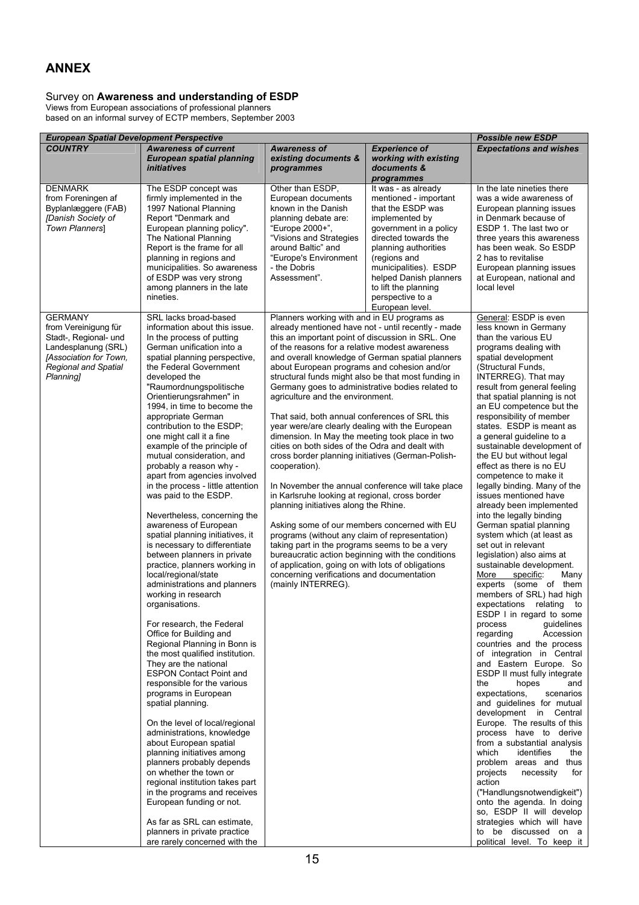# ANNEX

## Survey on **Awareness and understanding of ESDP**

Views from European associations of professional planners
based on an informal survey of ECTP members, September 2003

| ***European Spatial Development Perspective*** | | | | ***Possible new ESDP*** |
|---|---|---|---|---|
| ***COUNTRY*** | ***Awareness of current European spatial planning initiatives*** | ***Awareness of existing documents & programmes*** | ***Experience of working with existing documents & programmes*** | ***Expectations and wishes*** |
| DENMARK from Foreningen af Byplanlæggere (FAB) *[Danish Society of Town Planners]* | The ESDP concept was firmly implemented in the 1997 National Planning Report "Denmark and European planning policy". The National Planning Report is the frame for all planning in regions and municipalities. So awareness of ESDP was very strong among planners in the late nineties. | Other than ESDP, European documents known in the Danish planning debate are: "Europe 2000+", "Visions and Strategies around Baltic" and "Europe's Environment - the Dobris Assessment". | It was - as already mentioned - important that the ESDP was implemented by government in a policy directed towards the planning authorities (regions and municipalities). ESDP helped Danish planners to lift the planning perspective to a European level. | In the late nineties there was a wide awareness of European planning issues in Denmark because of ESDP 1. The last two or three years this awareness has been weak. So ESDP 2 has to revitalise European planning issues at European, national and local level |
| GERMANY from Vereinigung für Stadt-, Regional- und Landesplanung (SRL) *[Association for Town, Regional and Spatial Planning]* | SRL lacks broad-based information about this issue. In the process of putting German unification into a spatial planning perspective, the Federal Government developed the "Raumordnungspolitische Orientierungsrahmen" in 1994, in time to become the appropriate German contribution to the ESDP; one might call it a fine example of the principle of mutual consideration, and probably a reason why - apart from agencies involved in the process - little attention was paid to the ESDP.<br><br>Nevertheless, concerning the awareness of European spatial planning initiatives, it is necessary to differentiate between planners in private practice, planners working in local/regional/state administrations and planners working in research organisations.<br><br>For research, the Federal Office for Building and Regional Planning in Bonn is the most qualified institution. They are the national ESPON Contact Point and responsible for the various programs in European spatial planning.<br><br>On the level of local/regional administrations, knowledge about European spatial planning initiatives among planners probably depends on whether the town or regional institution takes part in the programs and receives European funding or not.<br><br>As far as SRL can estimate, planners in private practice are rarely concerned with the | Planners working with and in EU programs as already mentioned have not - until recently - made this an important point of discussion in SRL. One of the reasons for a relative modest awareness and overall knowledge of German spatial planners about European programs and cohesion and/or structural funds might also be that most funding in Germany goes to administrative bodies related to agriculture and the environment.<br><br>That said, both annual conferences of SRL this year were/are clearly dealing with the European dimension. In May the meeting took place in two cities on both sides of the Odra and dealt with cross border planning initiatives (German-Polish-cooperation).<br><br>In November the annual conference will take place in Karlsruhe looking at regional, cross border planning initiatives along the Rhine.<br><br>Asking some of our members concerned with EU programs (without any claim of representation) taking part in the programs seems to be a very bureaucratic action beginning with the conditions of application, going on with lots of obligations concerning verifications and documentation (mainly INTERREG). | | <u>General</u>: ESDP is even less known in Germany than the various EU programs dealing with spatial development (Structural Funds, INTERREG). That may result from general feeling that spatial planning is not an EU competence but the responsibility of member states. ESDP is meant as a general guideline to a sustainable development of the EU but without legal effect as there is no EU competence to make it legally binding. Many of the issues mentioned have already been implemented into the legally binding German spatial planning system which (at least as set out in relevant legislation) also aims at sustainable development.<br><u>More specific</u>: Many experts (some of them members of SRL) had high expectations relating to ESDP I in regard to some process guidelines regarding Accession countries and the process of integration in Central and Eastern Europe. So ESDP II must fully integrate the hopes and expectations, scenarios and guidelines for mutual development in Central Europe. The results of this process have to derive from a substantial analysis which identifies the problem areas and thus projects necessity for action ("Handlungsnotwendigkeit") onto the agenda. In doing so, ESDP II will develop strategies which will have to be discussed on a political level. To keep it |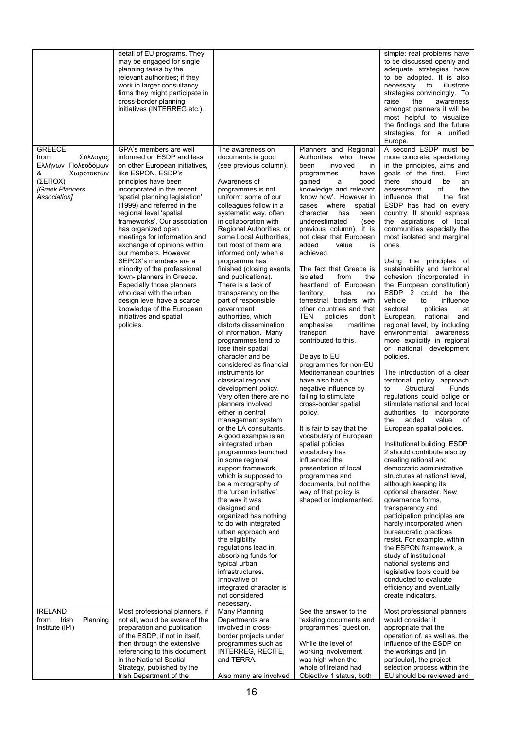| | | | | |
|---|---|---|---|---|
| | detail of EU programs. They may be engaged for single planning tasks by the relevant authorities; if they work in larger consultancy firms they might participate in cross-border planning initiatives (INTERREG etc.). | | | simple: real problems have to be discussed openly and adequate strategies have to be adopted. It is also necessary to illustrate strategies convincingly. To raise the awareness amongst planners it will be most helpful to visualize the findings and the future strategies for a unified Europe. |
| GREECE from Σύλλογος Ελλήνων Πολεοδόμων & Χωροτακτών (ΣΕΠΟΧ) *[Greek Planners Association]* | GPA's members are well informed on ESDP and less on other European initiatives, like ESPON. ESDP's principles have been incorporated in the recent 'spatial planning legislation' (1999) and referred in the regional level 'spatial frameworks'. Our association has organized open meetings for information and exchange of opinions within our members. However SEPOX's members are a minority of the professional town- planners in Greece. Especially those planners who deal with the urban design level have a scarce knowledge of the European initiatives and spatial policies. | The awareness on documents is good (see previous column).<br><br>Awareness of programmes is not uniform: some of our colleagues follow in a systematic way, often in collaboration with Regional Authorities, or some Local Authorities; but most of them are informed only when a programme has finished (closing events and publications). There is a lack of transparency on the part of responsible government authorities, which distorts dissemination of information. Many programmes tend to lose their spatial character and be considered as financial instruments for classical regional development policy. Very often there are no planners involved either in central management system or the LA consultants. A good example is an «integrated urban programme» launched in some regional support framework, which is supposed to be a micrography of the 'urban initiative': the way it was designed and organized has nothing to do with integrated urban approach and the eligibility regulations lead in absorbing funds for typical urban infrastructures. Innovative or integrated character is not considered necessary. | Planners and Regional Authorities who have been involved in programmes have gained a good knowledge and relevant 'know how'. However in cases where spatial character has been underestimated (see previous column), it is not clear that European added value is achieved.<br><br>The fact that Greece is isolated from the heartland of European territory, has no terrestrial borders with other countries and that TEN policies don't emphasise maritime transport have contributed to this.<br><br>Delays to EU programmes for non-EU Mediterranean countries have also had a negative influence by failing to stimulate cross-border spatial policy.<br><br>It is fair to say that the vocabulary of European spatial policies vocabulary has influenced the presentation of local programmes and documents, but not the way of that policy is shaped or implemented. | A second ESDP must be more concrete, specializing in the principles, aims and goals of the first. First there should be an assessment of the influence that the first ESDP has had on every country. It should express the aspirations of local communities especially the most isolated and marginal ones.<br><br>Using the principles of sustainability and territorial cohesion (incorporated in the European constitution) ESDP 2 could be the vehicle to influence sectoral policies at European, national and regional level, by including environmental awareness more explicitly in regional or national development policies.<br><br>The introduction of a clear territorial policy approach to Structural Funds regulations could oblige or stimulate national and local authorities to incorporate the added value of European spatial policies.<br><br>Institutional building: ESDP 2 should contribute also by creating rational and democratic administrative structures at national level, although keeping its optional character. New governance forms, transparency and participation principles are hardly incorporated when bureaucratic practices resist. For example, within the ESPON framework, a study of institutional national systems and legislative tools could be conducted to evaluate efficiency and eventually create indicators. |
| IRELAND from Irish Planning Institute (IPI) | Most professional planners, if not all, would be aware of the preparation and publication of the ESDP, if not in itself, then through the extensive referencing to this document in the National Spatial Strategy, published by the Irish Department of the | Many Planning Departments are involved in cross-border projects under programmes such as INTERREG, RECITE, and TERRA.<br><br>Also many are involved | See the answer to the "existing documents and programmes" question.<br><br>While the level of working involvement was high when the whole of Ireland had Objective 1 status, both | Most professional planners would consider it appropriate that the operation of, as well as, the influence of the ESDP on the workings and [in particular], the project selection process within the EU should be reviewed and |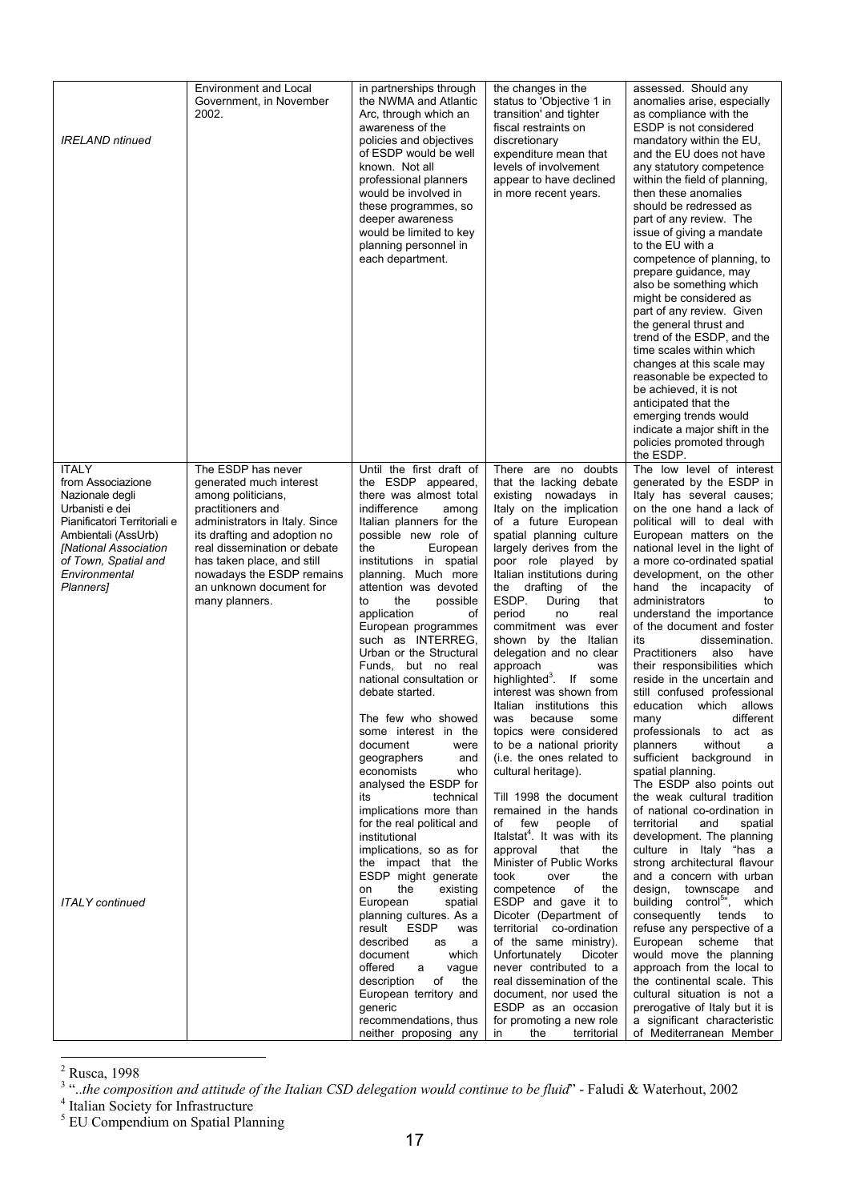| | | | | |
|---|---|---|---|---|
| *IRELAND ntinued* | Environment and Local Government, in November 2002. | in partnerships through the NWMA and Atlantic Arc, through which an awareness of the policies and objectives of ESDP would be well known. Not all professional planners would be involved in these programmes, so deeper awareness would be limited to key planning personnel in each department. | the changes in the status to 'Objective 1 in transition' and tighter fiscal restraints on discretionary expenditure mean that levels of involvement appear to have declined in more recent years. | assessed. Should any anomalies arise, especially as compliance with the ESDP is not considered mandatory within the EU, and the EU does not have any statutory competence within the field of planning, then these anomalies should be redressed as part of any review. The issue of giving a mandate to the EU with a competence of planning, to prepare guidance, may also be something which might be considered as part of any review. Given the general thrust and trend of the ESDP, and the time scales within which changes at this scale may reasonable be expected to be achieved, it is not anticipated that the emerging trends would indicate a major shift in the policies promoted through the ESDP. |
| **ITALY** from Associazione Nazionale degli Urbanisti e dei Pianificatori Territoriali e Ambientali (AssUrb) *[National Association of Town, Spatial and Environmental Planners]* <br><br> *ITALY continued* | The ESDP has never generated much interest among politicians, practitioners and administrators in Italy. Since its drafting and adoption no real dissemination or debate has taken place, and still nowadays the ESDP remains an unknown document for many planners. | Until the first draft of the ESDP appeared, there was almost total indifference among Italian planners for the possible new role of the European institutions in spatial planning. Much more attention was devoted to the possible application of European programmes such as INTERREG, Urban or the Structural Funds, but no real national consultation or debate started. <br><br> The few who showed some interest in the document were geographers and economists who analysed the ESDP for its technical implications more than for the real political and institutional implications, so as for the impact that the ESDP might generate on the existing European spatial planning cultures. As a result ESDP was described as a document which offered a vague description of the European territory and generic recommendations, thus neither proposing any | There are no doubts that the lacking debate existing nowadays in Italy on the implication of a future European spatial planning culture largely derives from the poor role played by Italian institutions during the drafting of the ESDP. During that period no real commitment was ever shown by the Italian delegation and no clear approach was highlighted[3]. If some interest was shown from Italian institutions this was because some topics were considered to be a national priority (i.e. the ones related to cultural heritage). <br><br> Till 1998 the document remained in the hands of few people of Italstat[4]. It was with its approval that the Minister of Public Works took over the competence of the ESDP and gave it to Dicoter (Department of territorial co-ordination of the same ministry). Unfortunately Dicoter never contributed to a real dissemination of the document, nor used the ESDP as an occasion for promoting a new role in the territorial | The low level of interest generated by the ESDP in Italy has several causes; on the one hand a lack of political will to deal with European matters on the national level in the light of a more co-ordinated spatial development, on the other hand the incapacity of administrators to understand the importance of the document and foster its dissemination. Practitioners also have their responsibilities which reside in the uncertain and still confused professional education which allows many different professionals to act as planners without a sufficient background in spatial planning. <br> The ESDP also points out the weak cultural tradition of national co-ordination in territorial and spatial development. The planning culture in Italy "has a strong architectural flavour and a concern with urban design, townscape and building control[5]", which consequently tends to refuse any perspective of a European scheme that would move the planning approach from the local to the continental scale. This cultural situation is not a prerogative of Italy but it is a significant characteristic of Mediterranean Member |

---

[2] Rusca, 1998

[3] "..*the composition and attitude of the Italian CSD delegation would continue to be fluid*" - Faludi & Waterhout, 2002

[4] Italian Society for Infrastructure

[5] EU Compendium on Spatial Planning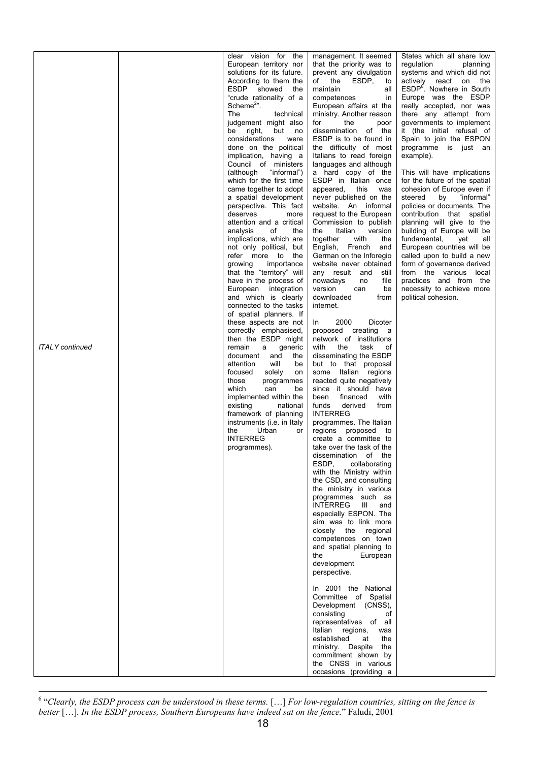| | | | | |
|---|---|---|---|---|
| *ITALY continued* | | clear vision for the European territory nor solutions for its future. According to them the ESDP showed the "crude rationality of a Scheme[2]".<br><br>The technical judgement might also be right, but no considerations were done on the political implication, having a Council of ministers (although "informal") which for the first time came together to adopt a spatial development perspective. This fact deserves more attention and a critical analysis of the implications, which are not only political, but refer more to the growing importance that the "territory" will have in the process of European integration and which is clearly connected to the tasks of spatial planners. If these aspects are not correctly emphasised, then the ESDP might remain a generic document and the attention will be focused solely on those programmes which can be implemented within the existing national framework of planning instruments (i.e. in Italy the Urban or INTERREG programmes). | management. It seemed that the priority was to prevent any divulgation of the ESDP, to maintain all competences in European affairs at the ministry. Another reason for the poor dissemination of the ESDP is to be found in the difficulty of most Italians to read foreign languages and although a hard copy of the ESDP in Italian once appeared, this was never published on the website. An informal request to the European Commission to publish the Italian version together with the English, French and German on the Inforegio website never obtained any result and still nowadays no file version can be downloaded from internet.<br><br>In 2000 Dicoter proposed creating a network of institutions with the task of disseminating the ESDP but to that proposal some Italian regions reacted quite negatively since it should have been financed with funds derived from INTERREG programmes. The Italian regions proposed to create a committee to take over the task of the dissemination of the ESDP, collaborating with the Ministry within the CSD, and consulting the ministry in various programmes such as INTERREG III and especially ESPON. The aim was to link more closely the regional competences on town and spatial planning to the European development perspective.<br><br>In 2001 the National Committee of Spatial Development (CNSS), consisting of representatives of all Italian regions, was established at the ministry. Despite the commitment shown by the CNSS in various occasions (providing a | States which all share low regulation planning systems and which did not actively react on the ESDP[6]. Nowhere in South Europe was the ESDP really accepted, nor was there any attempt from governments to implement it (the initial refusal of Spain to join the ESPON programme is just an example).<br><br>This will have implications for the future of the spatial cohesion of Europe even if steered by "informal" policies or documents. The contribution that spatial planning will give to the building of Europe will be fundamental, yet all European countries will be called upon to build a new form of governance derived from the various local practices and from the necessity to achieve more political cohesion. |

[6] "*Clearly, the ESDP process can be understood in these terms.* […] *For low-regulation countries, sitting on the fence is better* […]. *In the ESDP process, Southern Europeans have indeed sat on the fence.*" Faludi, 2001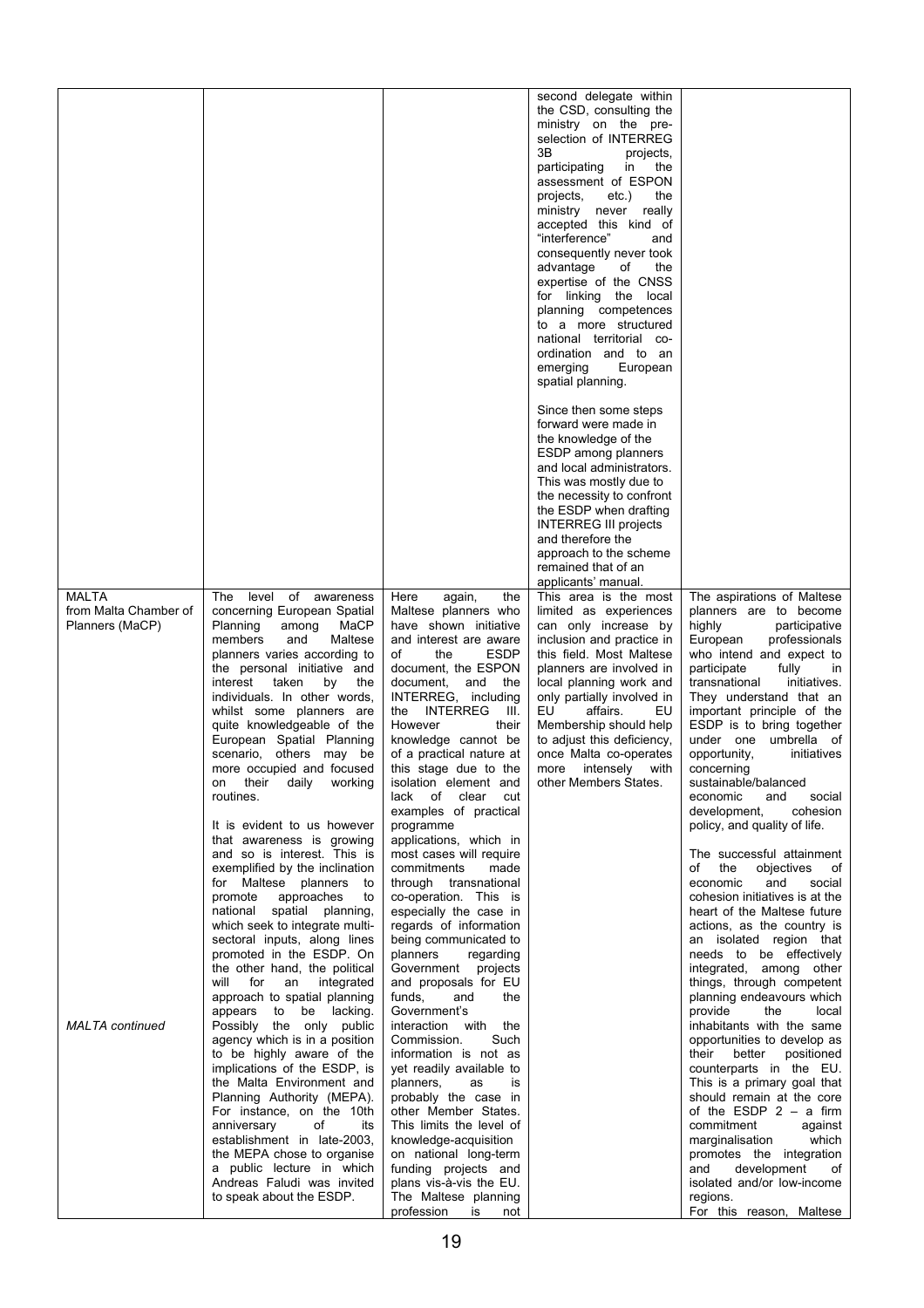| | | | | |
|---|---|---|---|---|
| | | | second delegate within the CSD, consulting the ministry on the pre-selection of INTERREG 3B projects, participating in the assessment of ESPON projects, etc.) the ministry never really accepted this kind of "interference" and consequently never took advantage of the expertise of the CNSS for linking the local planning competences to a more structured national territorial co-ordination and to an emerging European spatial planning.<br><br>Since then some steps forward were made in the knowledge of the ESDP among planners and local administrators. This was mostly due to the necessity to confront the ESDP when drafting INTERREG III projects and therefore the approach to the scheme remained that of an applicants' manual. | |
| MALTA from Malta Chamber of Planners (MaCP)<br><br>*MALTA continued* | The level of awareness concerning European Spatial Planning among MaCP members and Maltese planners varies according to the personal initiative and interest taken by the individuals. In other words, whilst some planners are quite knowledgeable of the European Spatial Planning scenario, others may be more occupied and focused on their daily working routines.<br><br>It is evident to us however that awareness is growing and so is interest. This is exemplified by the inclination for Maltese planners to promote approaches to national spatial planning, which seek to integrate multi-sectoral inputs, along lines promoted in the ESDP. On the other hand, the political will for an integrated approach to spatial planning appears to be lacking. Possibly the only public agency which is in a position to be highly aware of the implications of the ESDP, is the Malta Environment and Planning Authority (MEPA). For instance, on the 10th anniversary of its establishment in late-2003, the MEPA chose to organise a public lecture in which Andreas Faludi was invited to speak about the ESDP. | Here again, the Maltese planners who have shown initiative and interest are aware of the ESDP document, the ESPON document, and the INTERREG, including the INTERREG III. However their knowledge cannot be of a practical nature at this stage due to the isolation element and lack of clear cut examples of practical programme applications, which in most cases will require commitments made through transnational co-operation. This is especially the case in regards of information being communicated to planners regarding Government projects and proposals for EU funds, and the Government's interaction with the Commission. Such information is not as yet readily available to planners, as is probably the case in other Member States. This limits the level of knowledge-acquisition on national long-term funding projects and plans vis-à-vis the EU. The Maltese planning profession is not | This area is the most limited as experiences can only increase by inclusion and practice in this field. Most Maltese planners are involved in local planning work and only partially involved in EU affairs. EU Membership should help to adjust this deficiency, once Malta co-operates more intensely with other Members States. | The aspirations of Maltese planners are to become highly participative European professionals who intend and expect to participate fully in transnational initiatives. They understand that an important principle of the ESDP is to bring together under one umbrella of opportunity, initiatives concerning sustainable/balanced economic and social development, cohesion policy, and quality of life.<br><br>The successful attainment of the objectives of economic and social cohesion initiatives is at the heart of the Maltese future actions, as the country is an isolated region that needs to be effectively integrated, among other things, through competent planning endeavours which provide the local inhabitants with the same opportunities to develop as their better positioned counterparts in the EU. This is a primary goal that should remain at the core of the ESDP 2 – a firm commitment against marginalisation which promotes the integration and development of isolated and/or low-income regions.<br>For this reason, Maltese |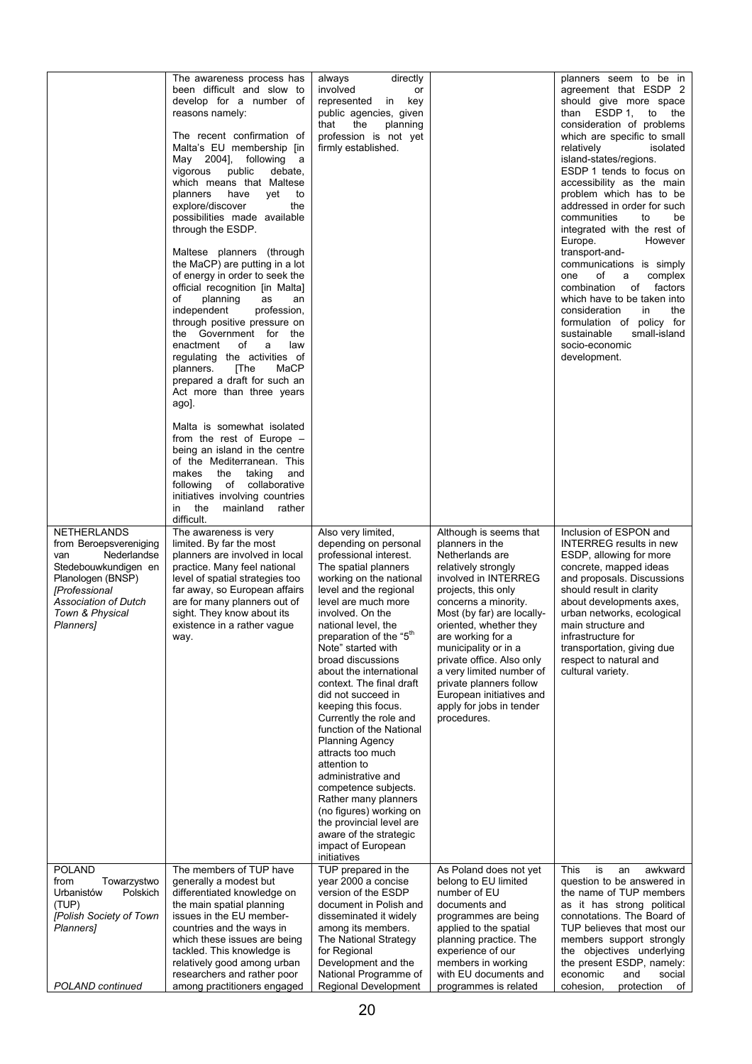| | | | | |
|---|---|---|---|---|
| | The awareness process has been difficult and slow to develop for a number of reasons namely:<br><br>The recent confirmation of Malta's EU membership [in May 2004], following a vigorous public debate, which means that Maltese planners have yet to explore/discover the possibilities made available through the ESDP.<br><br>Maltese planners (through the MaCP) are putting in a lot of energy in order to seek the official recognition [in Malta] of planning as an independent profession, through positive pressure on the Government for the enactment of a law regulating the activities of planners. [The MaCP prepared a draft for such an Act more than three years ago].<br><br>Malta is somewhat isolated from the rest of Europe – being an island in the centre of the Mediterranean. This makes the taking and following of collaborative initiatives involving countries in the mainland rather difficult. | always directly involved or represented in key public agencies, given that the planning profession is not yet firmly established. | | planners seem to be in agreement that ESDP 2 should give more space than ESDP 1, to the consideration of problems which are specific to small relatively isolated island-states/regions. ESDP 1 tends to focus on accessibility as the main problem which has to be addressed in order for such communities to be integrated with the rest of Europe. However transport-and-communications is simply one of a complex combination of factors which have to be taken into consideration in the formulation of policy for sustainable small-island socio-economic development. |
| NETHERLANDS from Beroepsvereniging van Nederlandse Stedebouwkundigen en Planologen (BNSP) *[Professional Association of Dutch Town & Physical Planners]* | The awareness is very limited. By far the most planners are involved in local practice. Many feel national level of spatial strategies too far away, so European affairs are for many planners out of sight. They know about its existence in a rather vague way. | Also very limited, depending on personal professional interest. The spatial planners working on the national level and the regional level are much more involved. On the national level, the preparation of the "5th Note" started with broad discussions about the international context. The final draft did not succeed in keeping this focus. Currently the role and function of the National Planning Agency attracts too much attention to administrative and competence subjects. Rather many planners (no figures) working on the provincial level are aware of the strategic impact of European initiatives | Although is seems that planners in the Netherlands are relatively strongly involved in INTERREG projects, this only concerns a minority. Most (by far) are locally-oriented, whether they are working for a municipality or in a private office. Also only a very limited number of private planners follow European initiatives and apply for jobs in tender procedures. | Inclusion of ESPON and INTERREG results in new ESDP, allowing for more concrete, mapped ideas and proposals. Discussions should result in clarity about developments axes, urban networks, ecological main structure and infrastructure for transportation, giving due respect to natural and cultural variety. |
| POLAND from Towarzystwo Urbanistów Polskich (TUP) *[Polish Society of Town Planners]*<br><br>*POLAND continued* | The members of TUP have generally a modest but differentiated knowledge on the main spatial planning issues in the EU member-countries and the ways in which these issues are being tackled. This knowledge is relatively good among urban researchers and rather poor among practitioners engaged | TUP prepared in the year 2000 a concise version of the ESDP document in Polish and disseminated it widely among its members. The National Strategy for Regional Development and the National Programme of Regional Development | As Poland does not yet belong to EU limited number of EU documents and programmes are being applied to the spatial planning practice. The experience of our members in working with EU documents and programmes is related | This is an awkward question to be answered in the name of TUP members as it has strong political connotations. The Board of TUP believes that most our members support strongly the objectives underlying the present ESDP, namely: economic and social cohesion, protection of |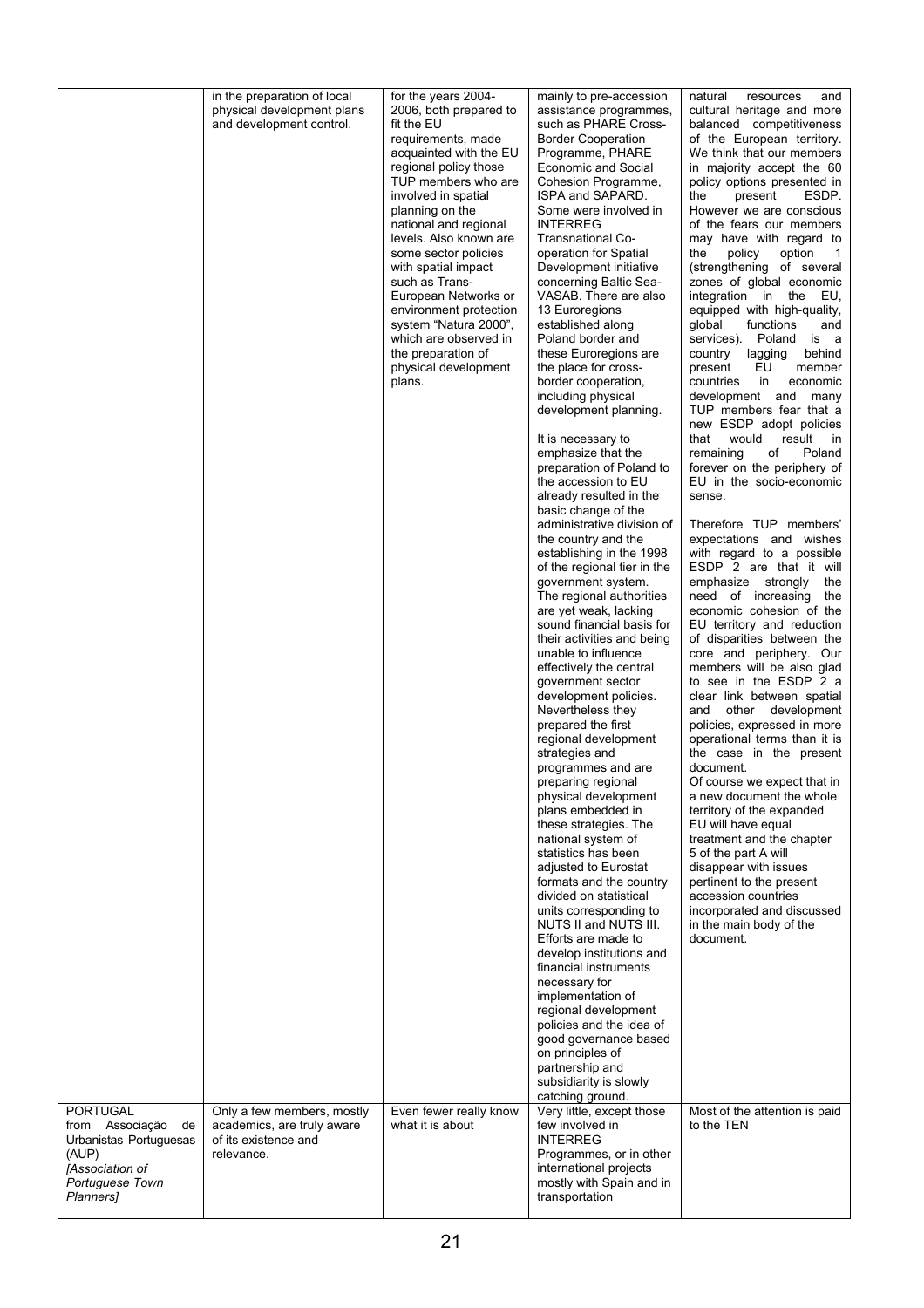| | | | | |
|---|---|---|---|---|
| | in the preparation of local physical development plans and development control. | for the years 2004-2006, both prepared to fit the EU requirements, made acquainted with the EU regional policy those TUP members who are involved in spatial planning on the national and regional levels. Also known are some sector policies with spatial impact such as Trans-European Networks or environment protection system "Natura 2000", which are observed in the preparation of physical development plans. | mainly to pre-accession assistance programmes, such as PHARE Cross-Border Cooperation Programme, PHARE Economic and Social Cohesion Programme, ISPA and SAPARD. Some were involved in INTERREG Transnational Co-operation for Spatial Development initiative concerning Baltic Sea-VASAB. There are also 13 Euroregions established along Poland border and these Euroregions are the place for cross-border cooperation, including physical development planning.<br><br>It is necessary to emphasize that the preparation of Poland to the accession to EU already resulted in the basic change of the administrative division of the country and the establishing in the 1998 of the regional tier in the government system. The regional authorities are yet weak, lacking sound financial basis for their activities and being unable to influence effectively the central government sector development policies. Nevertheless they prepared the first regional development strategies and programmes and are preparing regional physical development plans embedded in these strategies. The national system of statistics has been adjusted to Eurostat formats and the country divided on statistical units corresponding to NUTS II and NUTS III. Efforts are made to develop institutions and financial instruments necessary for implementation of regional development policies and the idea of good governance based on principles of partnership and subsidiarity is slowly catching ground. | natural resources and cultural heritage and more balanced competitiveness of the European territory. We think that our members in majority accept the 60 policy options presented in the present ESDP. However we are conscious of the fears our members may have with regard to the policy option 1 (strengthening of several zones of global economic integration in the EU, equipped with high-quality, global functions and services). Poland is a country lagging behind present EU member countries in economic development and many TUP members fear that a new ESDP adopt policies that would result in remaining of Poland forever on the periphery of EU in the socio-economic sense.<br><br>Therefore TUP members' expectations and wishes with regard to a possible ESDP 2 are that it will emphasize strongly the need of increasing the economic cohesion of the EU territory and reduction of disparities between the core and periphery. Our members will be also glad to see in the ESDP 2 a clear link between spatial and other development policies, expressed in more operational terms than it is the case in the present document.<br>Of course we expect that in a new document the whole territory of the expanded EU will have equal treatment and the chapter 5 of the part A will disappear with issues pertinent to the present accession countries incorporated and discussed in the main body of the document. |
| PORTUGAL from Associação de Urbanistas Portuguesas (AUP) *[Association of Portuguese Town Planners]* | Only a few members, mostly academics, are truly aware of its existence and relevance. | Even fewer really know what it is about | Very little, except those few involved in INTERREG Programmes, or in other international projects mostly with Spain and in transportation | Most of the attention is paid to the TEN |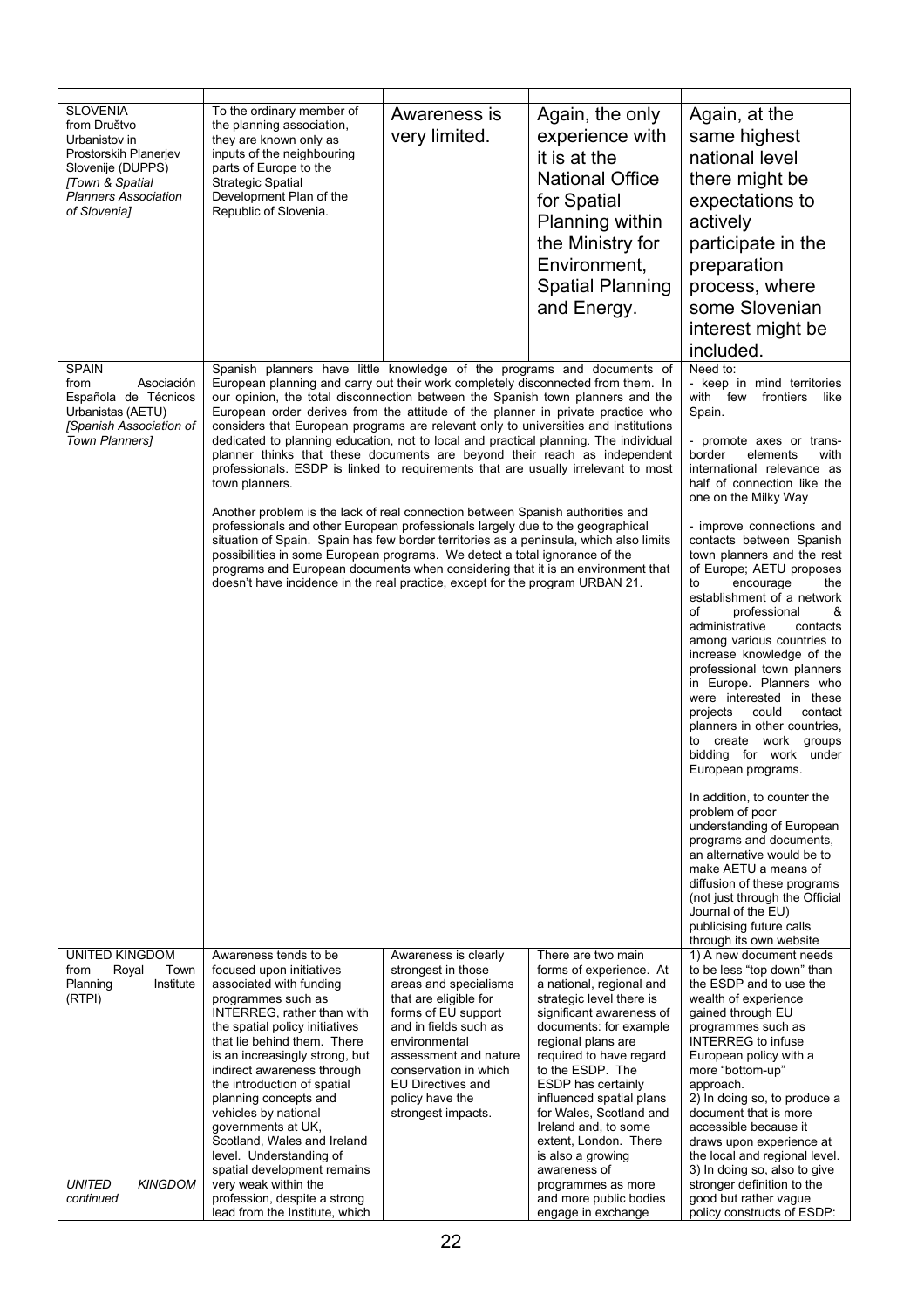| | | | | |
|---|---|---|---|---|
| SLOVENIA from Društvo Urbanistov in Prostorskih Planerjev Slovenije (DUPPS) *[Town & Spatial Planners Association of Slovenia]* | To the ordinary member of the planning association, they are known only as inputs of the neighbouring parts of Europe to the Strategic Spatial Development Plan of the Republic of Slovenia. | Awareness is very limited. | Again, the only experience with it is at the National Office for Spatial Planning within the Ministry for Environment, Spatial Planning and Energy. | Again, at the same highest national level there might be expectations to actively participate in the preparation process, where some Slovenian interest might be included. |
| SPAIN from Asociación Española de Técnicos Urbanistas (AETU) *[Spanish Association of Town Planners]* | Spanish planners have little knowledge of the programs and documents of European planning and carry out their work completely disconnected from them. In our opinion, the total disconnection between the Spanish town planners and the European order derives from the attitude of the planner in private practice who considers that European programs are relevant only to universities and institutions dedicated to planning education, not to local and practical planning. The individual planner thinks that these documents are beyond their reach as independent professionals. ESDP is linked to requirements that are usually irrelevant to most town planners.<br><br>Another problem is the lack of real connection between Spanish authorities and professionals and other European professionals largely due to the geographical situation of Spain. Spain has few border territories as a peninsula, which also limits possibilities in some European programs. We detect a total ignorance of the programs and European documents when considering that it is an environment that doesn't have incidence in the real practice, except for the program URBAN 21. | | | Need to:<br>- keep in mind territories with few frontiers like Spain.<br><br>- promote axes or trans-border elements with international relevance as half of connection like the one on the Milky Way<br><br>- improve connections and contacts between Spanish town planners and the rest of Europe; AETU proposes to encourage the establishment of a network of professional & administrative contacts among various countries to increase knowledge of the professional town planners in Europe. Planners who were interested in these projects could contact planners in other countries, to create work groups bidding for work under European programs.<br><br>In addition, to counter the problem of poor understanding of European programs and documents, an alternative would be to make AETU a means of diffusion of these programs (not just through the Official Journal of the EU) publicising future calls through its own website |
| UNITED KINGDOM from Royal Town Planning Institute (RTPI)<br><br>*UNITED KINGDOM continued* | Awareness tends to be focused upon initiatives associated with funding programmes such as INTERREG, rather than with the spatial policy initiatives that lie behind them. There is an increasingly strong, but indirect awareness through the introduction of spatial planning concepts and vehicles by national governments at UK, Scotland, Wales and Ireland level. Understanding of spatial development remains very weak within the profession, despite a strong lead from the Institute, which | Awareness is clearly strongest in those areas and specialisms that are eligible for forms of EU support and in fields such as environmental assessment and nature conservation in which EU Directives and policy have the strongest impacts. | There are two main forms of experience. At a national, regional and strategic level there is significant awareness of documents: for example regional plans are required to have regard to the ESDP. The ESDP has certainly influenced spatial plans for Wales, Scotland and Ireland and, to some extent, London. There is also a growing awareness of programmes as more and more public bodies engage in exchange | 1) A new document needs to be less "top down" than the ESDP and to use the wealth of experience gained through EU programmes such as INTERREG to infuse European policy with a more "bottom-up" approach.<br>2) In doing so, to produce a document that is more accessible because it draws upon experience at the local and regional level.<br>3) In doing so, also to give stronger definition to the good but rather vague policy constructs of ESDP: |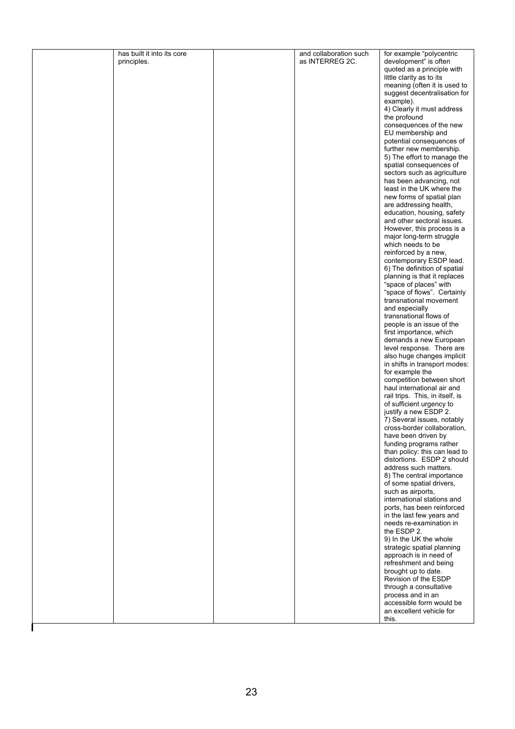| | | | | |
|---|---|---|---|---|
| | has built it into its core principles. | | and collaboration such as INTERREG 2C. | for example "polycentric development" is often quoted as a principle with little clarity as to its meaning (often it is used to suggest decentralisation for example).<br>4) Clearly it must address the profound consequences of the new EU membership and potential consequences of further new membership.<br>5) The effort to manage the spatial consequences of sectors such as agriculture has been advancing, not least in the UK where the new forms of spatial plan are addressing health, education, housing, safety and other sectoral issues. However, this process is a major long-term struggle which needs to be reinforced by a new, contemporary ESDP lead.<br>6) The definition of spatial planning is that it replaces "space of places" with "space of flows". Certainly transnational movement and especially transnational flows of people is an issue of the first importance, which demands a new European level response. There are also huge changes implicit in shifts in transport modes: for example the competition between short haul international air and rail trips. This, in itself, is of sufficient urgency to justify a new ESDP 2.<br>7) Several issues, notably cross-border collaboration, have been driven by funding programs rather than policy: this can lead to distortions. ESDP 2 should address such matters.<br>8) The central importance of some spatial drivers, such as airports, international stations and ports, has been reinforced in the last few years and needs re-examination in the ESDP 2.<br>9) In the UK the whole strategic spatial planning approach is in need of refreshment and being brought up to date. Revision of the ESDP through a consultative process and in an accessible form would be an excellent vehicle for this. |